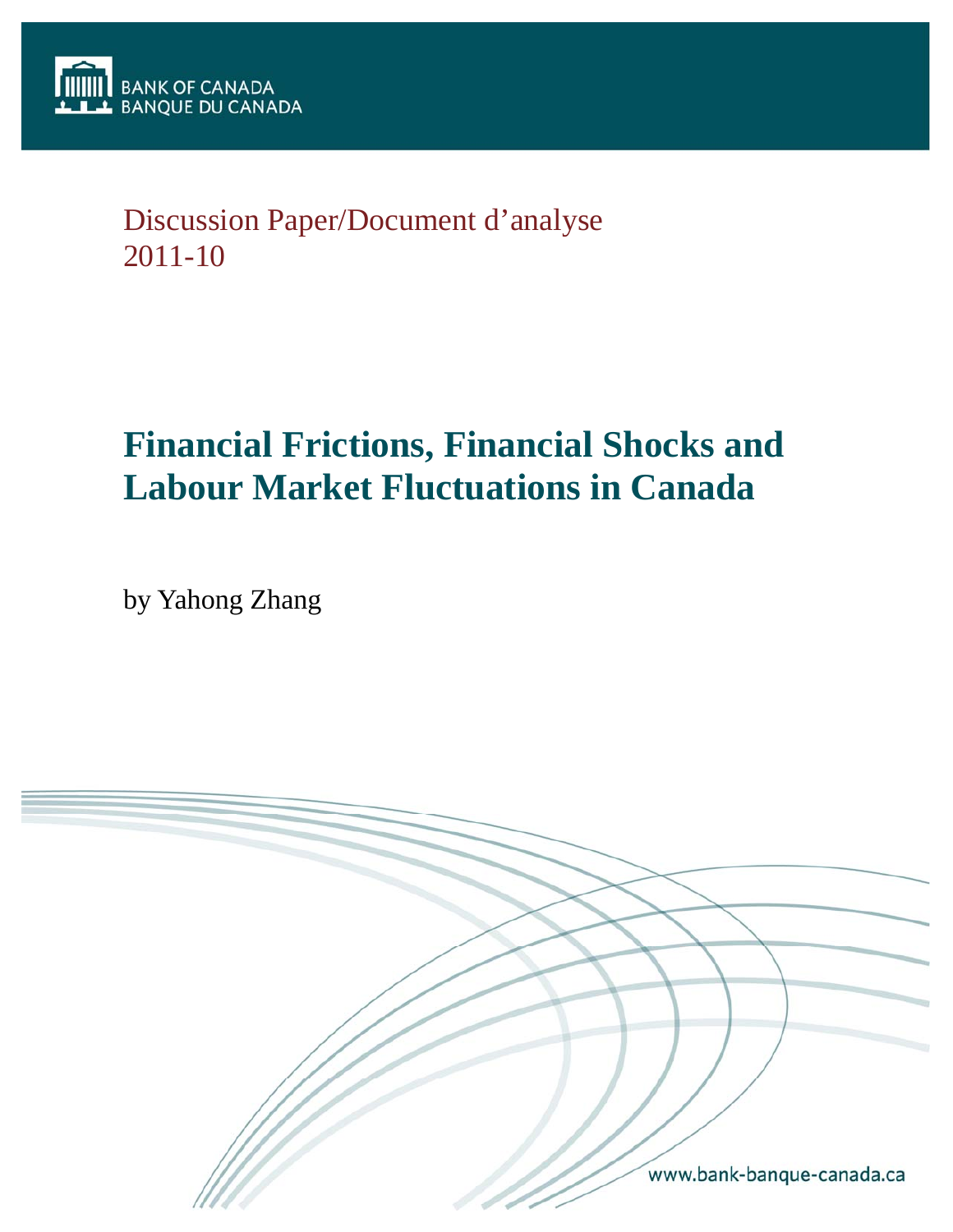BANK OF CANADA
BANQUE DU CANADA

Discussion Paper/Document d'analyse
2011-10

# Financial Frictions, Financial Shocks and Labour Market Fluctuations in Canada

by Yahong Zhang

www.bank-banque-canada.ca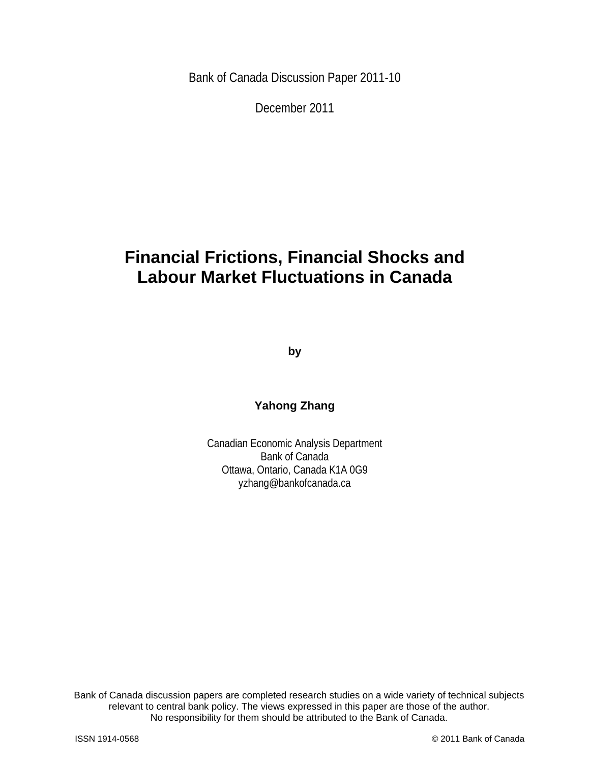Bank of Canada Discussion Paper 2011-10

December 2011

# Financial Frictions, Financial Shocks and Labour Market Fluctuations in Canada

**by**

**Yahong Zhang**

Canadian Economic Analysis Department
Bank of Canada
Ottawa, Ontario, Canada K1A 0G9
yzhang@bankofcanada.ca

Bank of Canada discussion papers are completed research studies on a wide variety of technical subjects relevant to central bank policy. The views expressed in this paper are those of the author. No responsibility for them should be attributed to the Bank of Canada.

ISSN 1914-0568 © 2011 Bank of Canada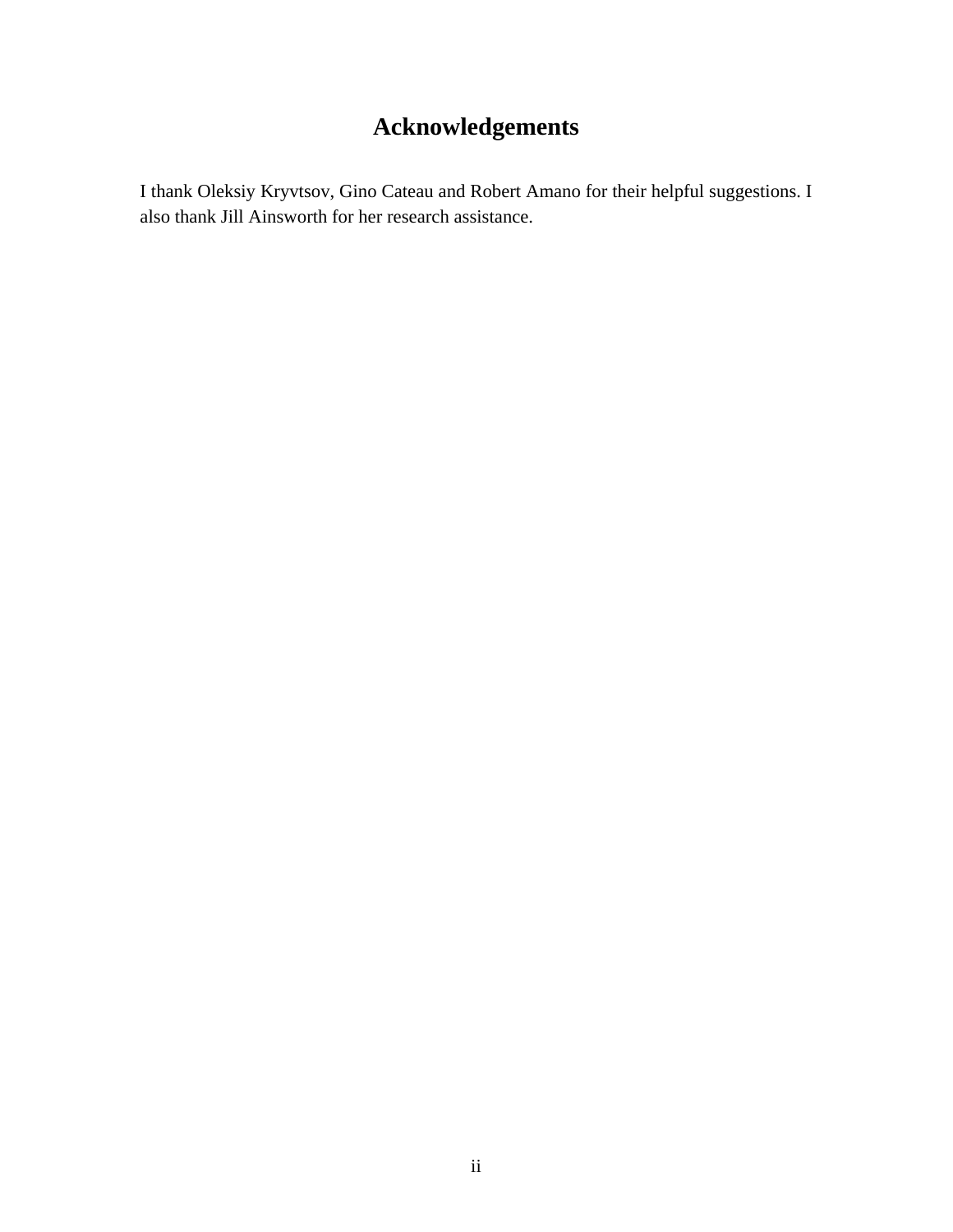# Acknowledgements

I thank Oleksiy Kryvtsov, Gino Cateau and Robert Amano for their helpful suggestions. I also thank Jill Ainsworth for her research assistance.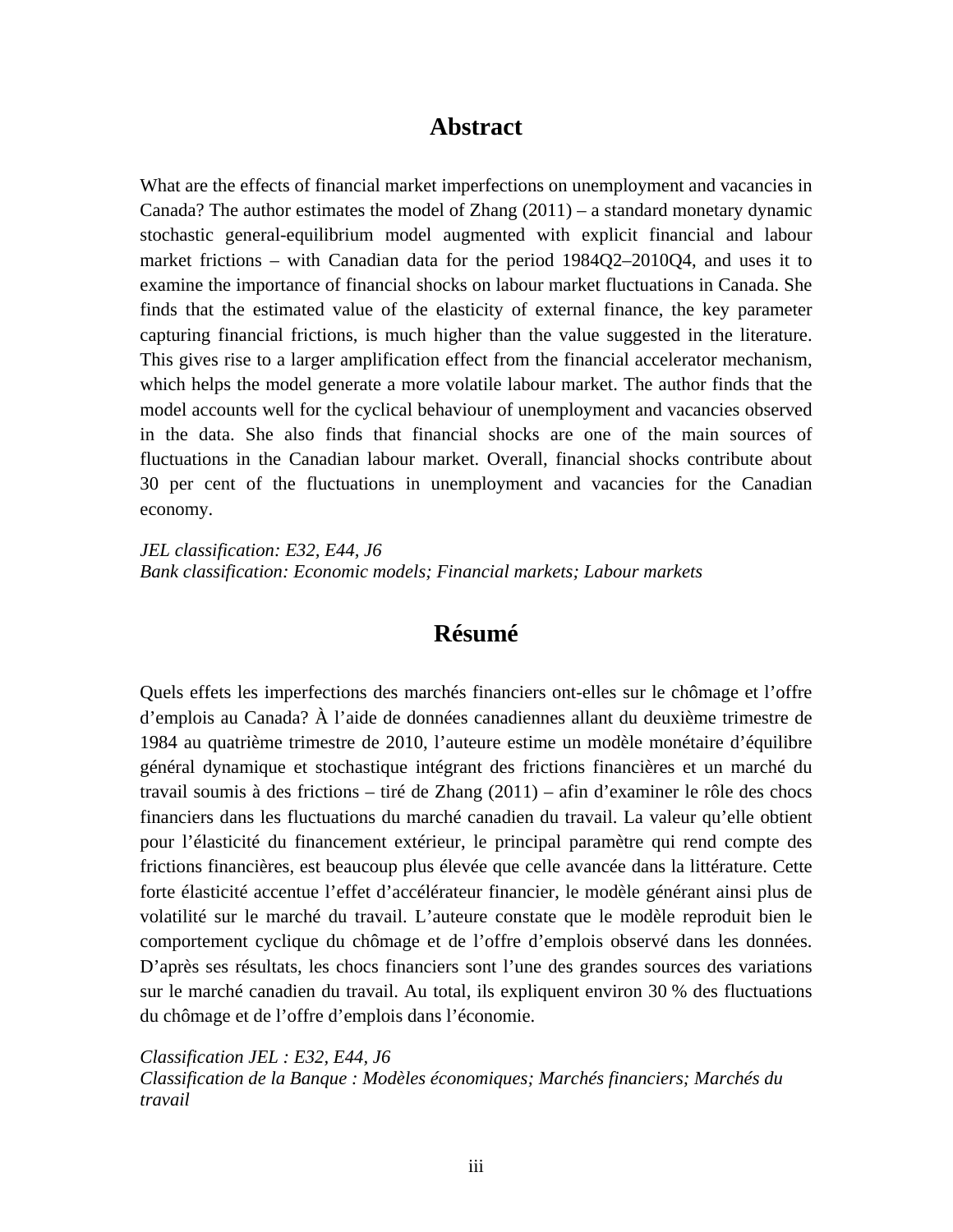## Abstract

What are the effects of financial market imperfections on unemployment and vacancies in Canada? The author estimates the model of Zhang (2011) – a standard monetary dynamic stochastic general-equilibrium model augmented with explicit financial and labour market frictions – with Canadian data for the period 1984Q2–2010Q4, and uses it to examine the importance of financial shocks on labour market fluctuations in Canada. She finds that the estimated value of the elasticity of external finance, the key parameter capturing financial frictions, is much higher than the value suggested in the literature. This gives rise to a larger amplification effect from the financial accelerator mechanism, which helps the model generate a more volatile labour market. The author finds that the model accounts well for the cyclical behaviour of unemployment and vacancies observed in the data. She also finds that financial shocks are one of the main sources of fluctuations in the Canadian labour market. Overall, financial shocks contribute about 30 per cent of the fluctuations in unemployment and vacancies for the Canadian economy.

*JEL classification: E32, E44, J6*
*Bank classification: Economic models; Financial markets; Labour markets*

## Résumé

Quels effets les imperfections des marchés financiers ont-elles sur le chômage et l'offre d'emplois au Canada? À l'aide de données canadiennes allant du deuxième trimestre de 1984 au quatrième trimestre de 2010, l'auteure estime un modèle monétaire d'équilibre général dynamique et stochastique intégrant des frictions financières et un marché du travail soumis à des frictions – tiré de Zhang (2011) – afin d'examiner le rôle des chocs financiers dans les fluctuations du marché canadien du travail. La valeur qu'elle obtient pour l'élasticité du financement extérieur, le principal paramètre qui rend compte des frictions financières, est beaucoup plus élevée que celle avancée dans la littérature. Cette forte élasticité accentue l'effet d'accélérateur financier, le modèle générant ainsi plus de volatilité sur le marché du travail. L'auteure constate que le modèle reproduit bien le comportement cyclique du chômage et de l'offre d'emplois observé dans les données. D'après ses résultats, les chocs financiers sont l'une des grandes sources des variations sur le marché canadien du travail. Au total, ils expliquent environ 30 % des fluctuations du chômage et de l'offre d'emplois dans l'économie.

*Classification JEL : E32, E44, J6*
*Classification de la Banque : Modèles économiques; Marchés financiers; Marchés du travail*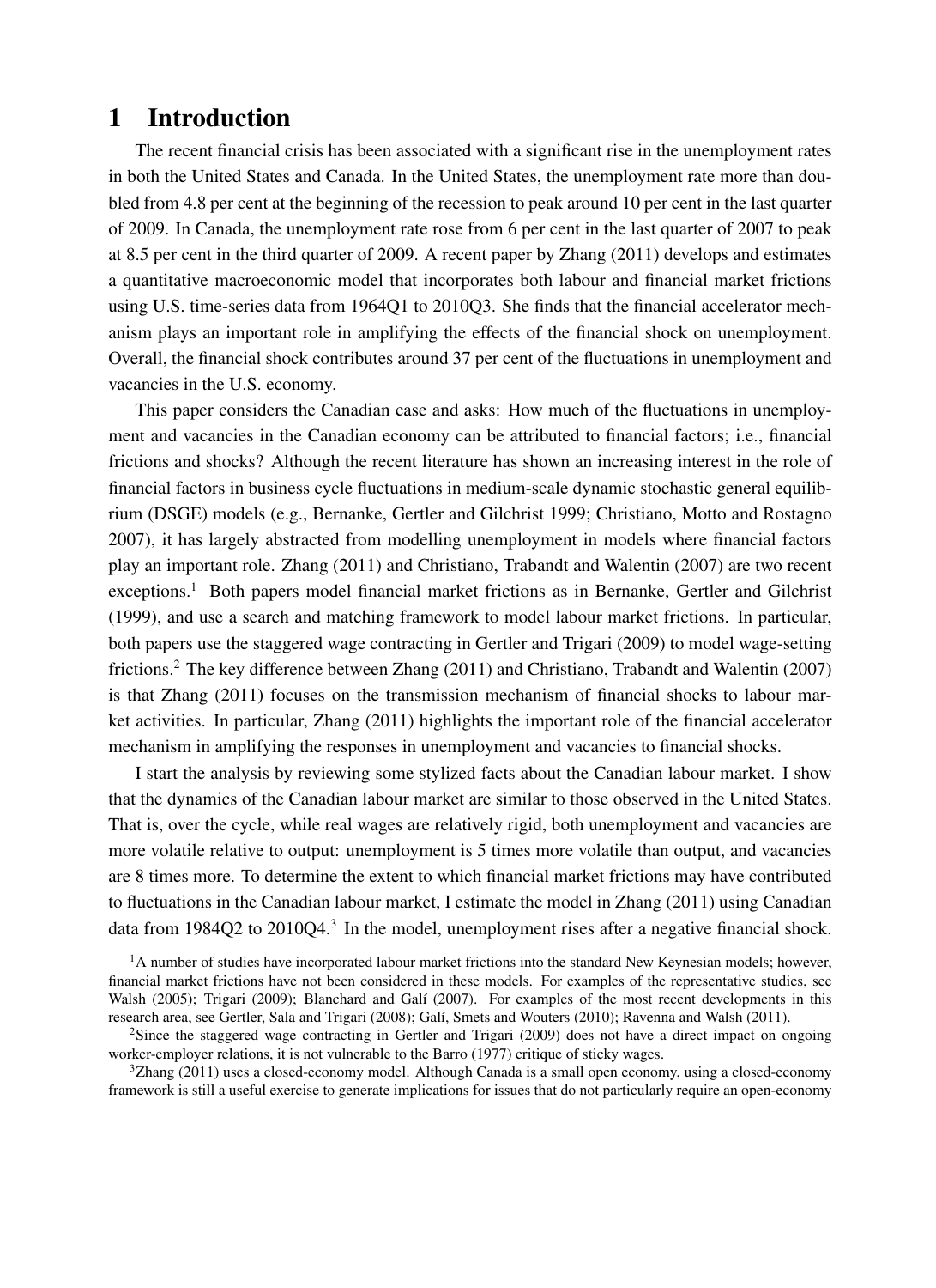# 1 Introduction

The recent financial crisis has been associated with a significant rise in the unemployment rates in both the United States and Canada. In the United States, the unemployment rate more than doubled from 4.8 per cent at the beginning of the recession to peak around 10 per cent in the last quarter of 2009. In Canada, the unemployment rate rose from 6 per cent in the last quarter of 2007 to peak at 8.5 per cent in the third quarter of 2009. A recent paper by Zhang (2011) develops and estimates a quantitative macroeconomic model that incorporates both labour and financial market frictions using U.S. time-series data from 1964Q1 to 2010Q3. She finds that the financial accelerator mechanism plays an important role in amplifying the effects of the financial shock on unemployment. Overall, the financial shock contributes around 37 per cent of the fluctuations in unemployment and vacancies in the U.S. economy.

This paper considers the Canadian case and asks: How much of the fluctuations in unemployment and vacancies in the Canadian economy can be attributed to financial factors; i.e., financial frictions and shocks? Although the recent literature has shown an increasing interest in the role of financial factors in business cycle fluctuations in medium-scale dynamic stochastic general equilibrium (DSGE) models (e.g., Bernanke, Gertler and Gilchrist 1999; Christiano, Motto and Rostagno 2007), it has largely abstracted from modelling unemployment in models where financial factors play an important role. Zhang (2011) and Christiano, Trabandt and Walentin (2007) are two recent exceptions.[1] Both papers model financial market frictions as in Bernanke, Gertler and Gilchrist (1999), and use a search and matching framework to model labour market frictions. In particular, both papers use the staggered wage contracting in Gertler and Trigari (2009) to model wage-setting frictions.[2] The key difference between Zhang (2011) and Christiano, Trabandt and Walentin (2007) is that Zhang (2011) focuses on the transmission mechanism of financial shocks to labour market activities. In particular, Zhang (2011) highlights the important role of the financial accelerator mechanism in amplifying the responses in unemployment and vacancies to financial shocks.

I start the analysis by reviewing some stylized facts about the Canadian labour market. I show that the dynamics of the Canadian labour market are similar to those observed in the United States. That is, over the cycle, while real wages are relatively rigid, both unemployment and vacancies are more volatile relative to output: unemployment is 5 times more volatile than output, and vacancies are 8 times more. To determine the extent to which financial market frictions may have contributed to fluctuations in the Canadian labour market, I estimate the model in Zhang (2011) using Canadian data from 1984Q2 to 2010Q4.[3] In the model, unemployment rises after a negative financial shock.

[1] A number of studies have incorporated labour market frictions into the standard New Keynesian models; however, financial market frictions have not been considered in these models. For examples of the representative studies, see Walsh (2005); Trigari (2009); Blanchard and Galí (2007). For examples of the most recent developments in this research area, see Gertler, Sala and Trigari (2008); Galí, Smets and Wouters (2010); Ravenna and Walsh (2011).

[2] Since the staggered wage contracting in Gertler and Trigari (2009) does not have a direct impact on ongoing worker-employer relations, it is not vulnerable to the Barro (1977) critique of sticky wages.

[3] Zhang (2011) uses a closed-economy model. Although Canada is a small open economy, using a closed-economy framework is still a useful exercise to generate implications for issues that do not particularly require an open-economy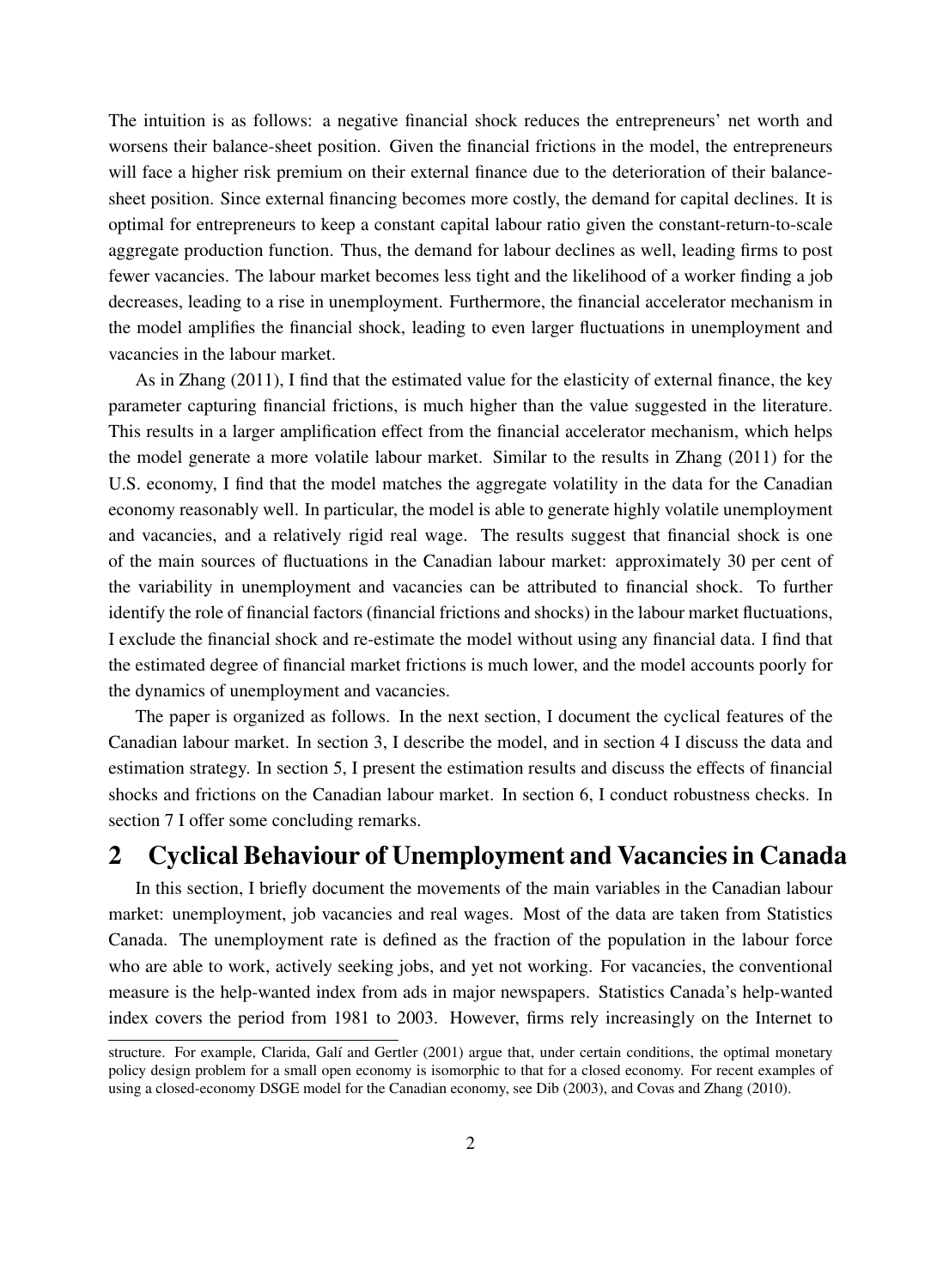The intuition is as follows: a negative financial shock reduces the entrepreneurs' net worth and worsens their balance-sheet position. Given the financial frictions in the model, the entrepreneurs will face a higher risk premium on their external finance due to the deterioration of their balance-sheet position. Since external financing becomes more costly, the demand for capital declines. It is optimal for entrepreneurs to keep a constant capital labour ratio given the constant-return-to-scale aggregate production function. Thus, the demand for labour declines as well, leading firms to post fewer vacancies. The labour market becomes less tight and the likelihood of a worker finding a job decreases, leading to a rise in unemployment. Furthermore, the financial accelerator mechanism in the model amplifies the financial shock, leading to even larger fluctuations in unemployment and vacancies in the labour market.

As in Zhang (2011), I find that the estimated value for the elasticity of external finance, the key parameter capturing financial frictions, is much higher than the value suggested in the literature. This results in a larger amplification effect from the financial accelerator mechanism, which helps the model generate a more volatile labour market. Similar to the results in Zhang (2011) for the U.S. economy, I find that the model matches the aggregate volatility in the data for the Canadian economy reasonably well. In particular, the model is able to generate highly volatile unemployment and vacancies, and a relatively rigid real wage. The results suggest that financial shock is one of the main sources of fluctuations in the Canadian labour market: approximately 30 per cent of the variability in unemployment and vacancies can be attributed to financial shock. To further identify the role of financial factors (financial frictions and shocks) in the labour market fluctuations, I exclude the financial shock and re-estimate the model without using any financial data. I find that the estimated degree of financial market frictions is much lower, and the model accounts poorly for the dynamics of unemployment and vacancies.

The paper is organized as follows. In the next section, I document the cyclical features of the Canadian labour market. In section 3, I describe the model, and in section 4 I discuss the data and estimation strategy. In section 5, I present the estimation results and discuss the effects of financial shocks and frictions on the Canadian labour market. In section 6, I conduct robustness checks. In section 7 I offer some concluding remarks.

## 2 Cyclical Behaviour of Unemployment and Vacancies in Canada

In this section, I briefly document the movements of the main variables in the Canadian labour market: unemployment, job vacancies and real wages. Most of the data are taken from Statistics Canada. The unemployment rate is defined as the fraction of the population in the labour force who are able to work, actively seeking jobs, and yet not working. For vacancies, the conventional measure is the help-wanted index from ads in major newspapers. Statistics Canada's help-wanted index covers the period from 1981 to 2003. However, firms rely increasingly on the Internet to

structure. For example, Clarida, Galí and Gertler (2001) argue that, under certain conditions, the optimal monetary policy design problem for a small open economy is isomorphic to that for a closed economy. For recent examples of using a closed-economy DSGE model for the Canadian economy, see Dib (2003), and Covas and Zhang (2010).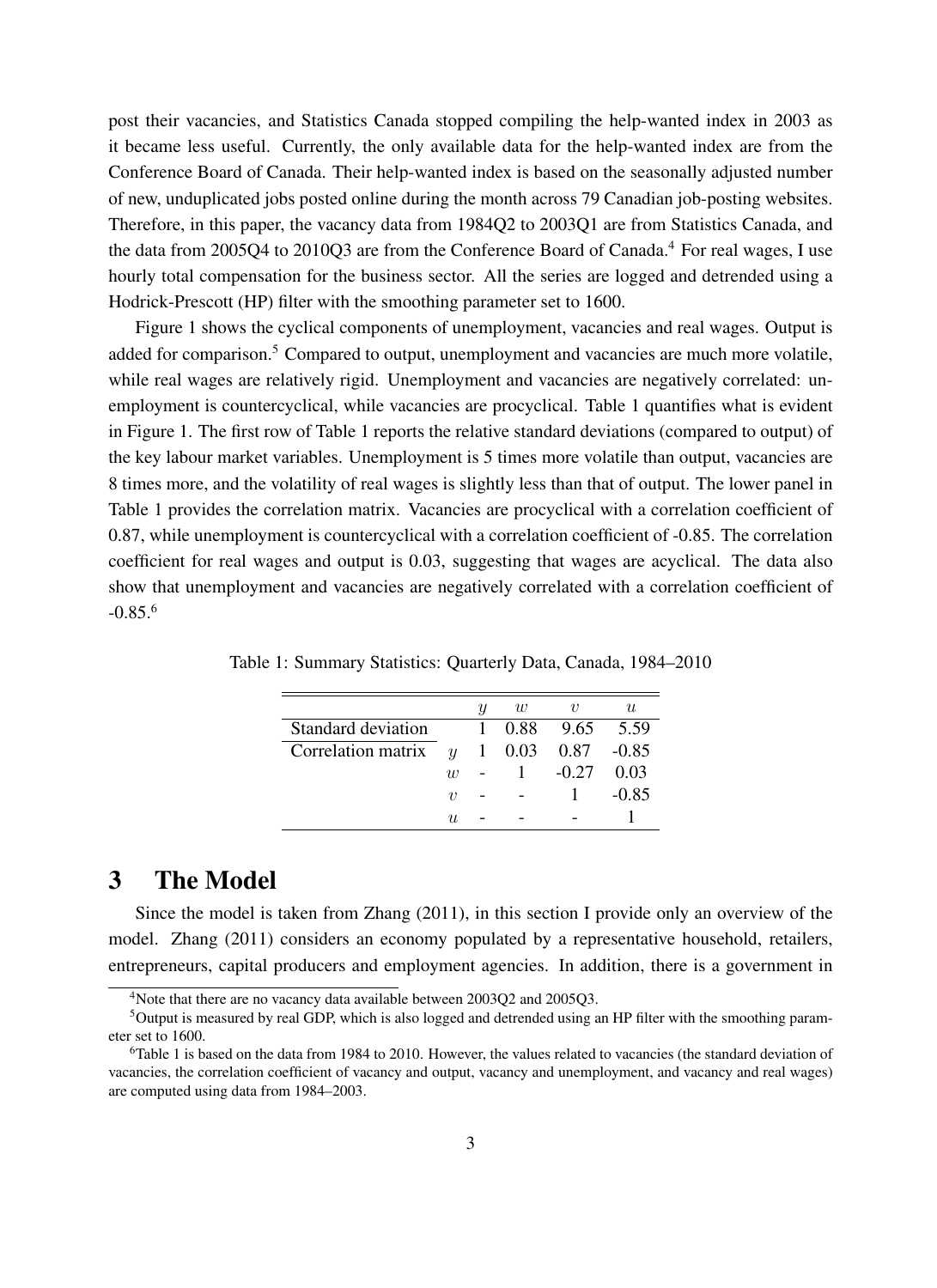post their vacancies, and Statistics Canada stopped compiling the help-wanted index in 2003 as it became less useful. Currently, the only available data for the help-wanted index are from the Conference Board of Canada. Their help-wanted index is based on the seasonally adjusted number of new, unduplicated jobs posted online during the month across 79 Canadian job-posting websites. Therefore, in this paper, the vacancy data from 1984Q2 to 2003Q1 are from Statistics Canada, and the data from 2005Q4 to 2010Q3 are from the Conference Board of Canada.[4] For real wages, I use hourly total compensation for the business sector. All the series are logged and detrended using a Hodrick-Prescott (HP) filter with the smoothing parameter set to 1600.

Figure 1 shows the cyclical components of unemployment, vacancies and real wages. Output is added for comparison.[5] Compared to output, unemployment and vacancies are much more volatile, while real wages are relatively rigid. Unemployment and vacancies are negatively correlated: unemployment is countercyclical, while vacancies are procyclical. Table 1 quantifies what is evident in Figure 1. The first row of Table 1 reports the relative standard deviations (compared to output) of the key labour market variables. Unemployment is 5 times more volatile than output, vacancies are 8 times more, and the volatility of real wages is slightly less than that of output. The lower panel in Table 1 provides the correlation matrix. Vacancies are procyclical with a correlation coefficient of 0.87, while unemployment is countercyclical with a correlation coefficient of -0.85. The correlation coefficient for real wages and output is 0.03, suggesting that wages are acyclical. The data also show that unemployment and vacancies are negatively correlated with a correlation coefficient of -0.85.[6]

Table 1: Summary Statistics: Quarterly Data, Canada, 1984–2010

| | | $y$ | $w$ | $v$ | $u$ |
|---|---|---|---|---|---|
| Standard deviation | | 1 | 0.88 | 9.65 | 5.59 |
| Correlation matrix | $y$ | 1 | 0.03 | 0.87 | -0.85 |
| | $w$ | - | 1 | -0.27 | 0.03 |
| | $v$ | - | - | 1 | -0.85 |
| | $u$ | - | - | - | 1 |

# 3 The Model

Since the model is taken from Zhang (2011), in this section I provide only an overview of the model. Zhang (2011) considers an economy populated by a representative household, retailers, entrepreneurs, capital producers and employment agencies. In addition, there is a government in

---

[4] Note that there are no vacancy data available between 2003Q2 and 2005Q3.

[5] Output is measured by real GDP, which is also logged and detrended using an HP filter with the smoothing parameter set to 1600.

[6] Table 1 is based on the data from 1984 to 2010. However, the values related to vacancies (the standard deviation of vacancies, the correlation coefficient of vacancy and output, vacancy and unemployment, and vacancy and real wages) are computed using data from 1984–2003.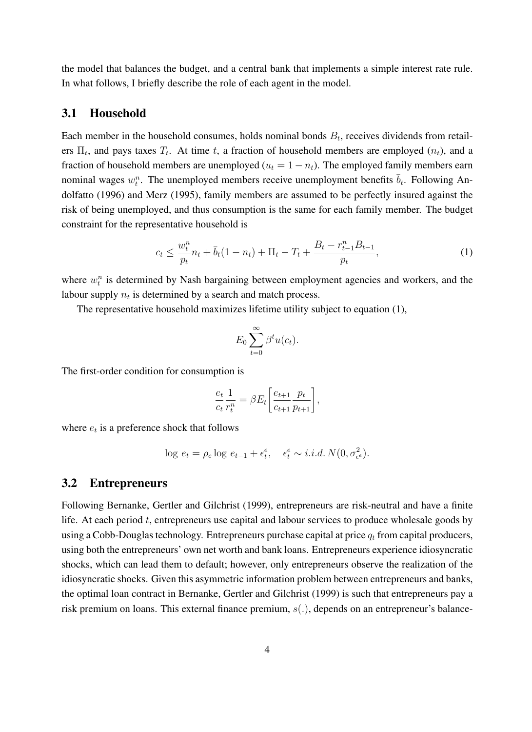the model that balances the budget, and a central bank that implements a simple interest rate rule. In what follows, I briefly describe the role of each agent in the model.

## 3.1 Household

Each member in the household consumes, holds nominal bonds $B_t$, receives dividends from retailers $\Pi_t$, and pays taxes $T_t$. At time $t$, a fraction of household members are employed ($n_t$), and a fraction of household members are unemployed ($u_t = 1 - n_t$). The employed family members earn nominal wages $w_t^n$. The unemployed members receive unemployment benefits $\bar{b}_t$. Following Andolfatto (1996) and Merz (1995), family members are assumed to be perfectly insured against the risk of being unemployed, and thus consumption is the same for each family member. The budget constraint for the representative household is

$$c_t \leq \frac{w_t^n}{p_t} n_t + \bar{b}_t(1 - n_t) + \Pi_t - T_t + \frac{B_t - r_{t-1}^n B_{t-1}}{p_t}, \tag{1}$$

where $w_t^n$ is determined by Nash bargaining between employment agencies and workers, and the labour supply $n_t$ is determined by a search and match process.

The representative household maximizes lifetime utility subject to equation (1),

$$E_0 \sum_{t=0}^{\infty} \beta^t u(c_t).$$

The first-order condition for consumption is

$$\frac{e_t}{c_t} \frac{1}{r_t^n} = \beta E_t \left[ \frac{e_{t+1}}{c_{t+1}} \frac{p_t}{p_{t+1}} \right],$$

where $e_t$ is a preference shock that follows

$$\log\, e_t = \rho_e \log\, e_{t-1} + \epsilon_t^e, \quad \epsilon_t^e \sim i.i.d.\, N(0, \sigma_{\epsilon^e}^2).$$

## 3.2 Entrepreneurs

Following Bernanke, Gertler and Gilchrist (1999), entrepreneurs are risk-neutral and have a finite life. At each period $t$, entrepreneurs use capital and labour services to produce wholesale goods by using a Cobb-Douglas technology. Entrepreneurs purchase capital at price $q_t$ from capital producers, using both the entrepreneurs' own net worth and bank loans. Entrepreneurs experience idiosyncratic shocks, which can lead them to default; however, only entrepreneurs observe the realization of the idiosyncratic shocks. Given this asymmetric information problem between entrepreneurs and banks, the optimal loan contract in Bernanke, Gertler and Gilchrist (1999) is such that entrepreneurs pay a risk premium on loans. This external finance premium, $s(.)$, depends on an entrepreneur's balance-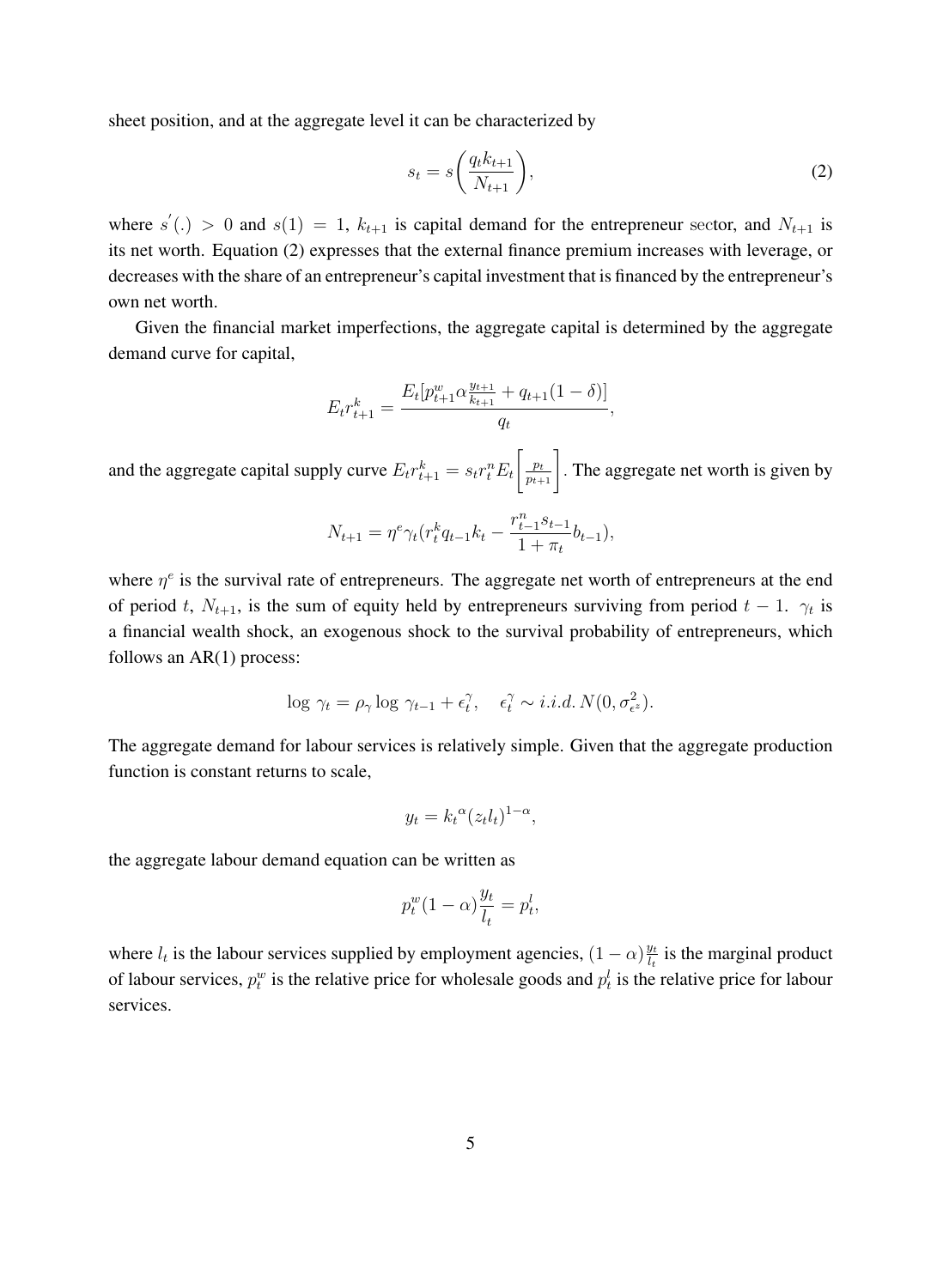sheet position, and at the aggregate level it can be characterized by

$$s_t = s\bigg(\frac{q_t k_{t+1}}{N_{t+1}}\bigg), \tag{2}$$

where $s^{'}(.) > 0$ and $s(1) = 1$, $k_{t+1}$ is capital demand for the entrepreneur sector, and $N_{t+1}$ is its net worth. Equation (2) expresses that the external finance premium increases with leverage, or decreases with the share of an entrepreneur's capital investment that is financed by the entrepreneur's own net worth.

Given the financial market imperfections, the aggregate capital is determined by the aggregate demand curve for capital,

$$E_t r^k_{t+1} = \frac{E_t[p^w_{t+1}\alpha\frac{y_{t+1}}{k_{t+1}} + q_{t+1}(1-\delta)]}{q_t},$$

and the aggregate capital supply curve $E_t r^k_{t+1} = s_t r^n_t E_t\bigg[\frac{p_t}{p_{t+1}}\bigg]$. The aggregate net worth is given by

$$N_{t+1} = \eta^e \gamma_t (r^k_t q_{t-1} k_t - \frac{r^n_{t-1} s_{t-1}}{1+\pi_t} b_{t-1}),$$

where $\eta^e$ is the survival rate of entrepreneurs. The aggregate net worth of entrepreneurs at the end of period $t$, $N_{t+1}$, is the sum of equity held by entrepreneurs surviving from period $t-1$. $\gamma_t$ is a financial wealth shock, an exogenous shock to the survival probability of entrepreneurs, which follows an AR(1) process:

$$\log\, \gamma_t = \rho_\gamma \log\, \gamma_{t-1} + \epsilon^\gamma_t, \quad \epsilon^\gamma_t \sim i.i.d.\, N(0, \sigma^2_{\epsilon^z}).$$

The aggregate demand for labour services is relatively simple. Given that the aggregate production function is constant returns to scale,

$$y_t = {k_t}^\alpha (z_t l_t)^{1-\alpha},$$

the aggregate labour demand equation can be written as

$$p^w_t (1-\alpha)\frac{y_t}{l_t} = p^l_t,$$

where $l_t$ is the labour services supplied by employment agencies, $(1-\alpha)\frac{y_t}{l_t}$ is the marginal product of labour services, $p^w_t$ is the relative price for wholesale goods and $p^l_t$ is the relative price for labour services.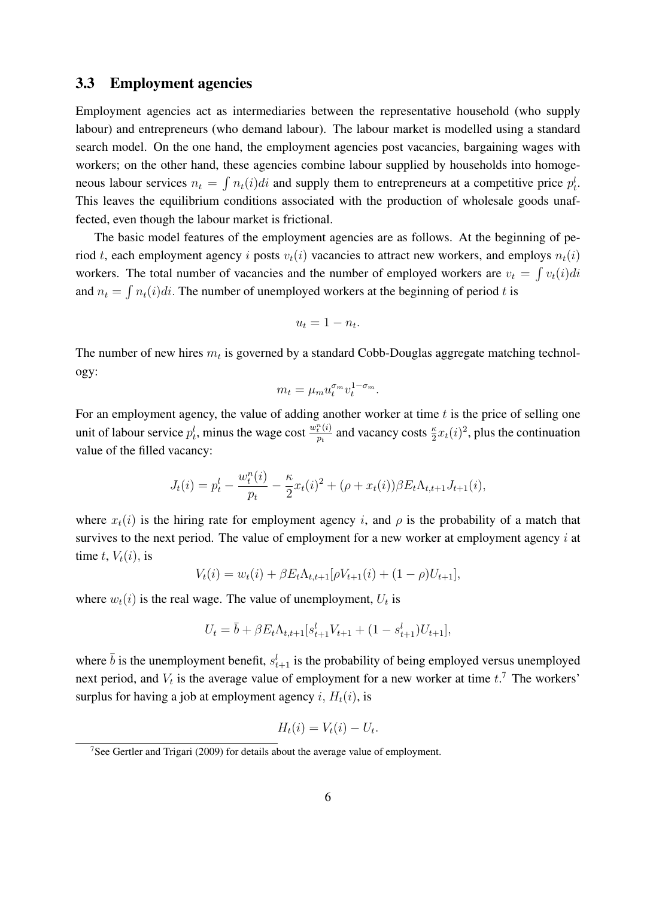## 3.3 Employment agencies

Employment agencies act as intermediaries between the representative household (who supply labour) and entrepreneurs (who demand labour). The labour market is modelled using a standard search model. On the one hand, the employment agencies post vacancies, bargaining wages with workers; on the other hand, these agencies combine labour supplied by households into homogeneous labour services $n_t = \int n_t(i)di$ and supply them to entrepreneurs at a competitive price $p^l_t$. This leaves the equilibrium conditions associated with the production of wholesale goods unaffected, even though the labour market is frictional.

The basic model features of the employment agencies are as follows. At the beginning of period $t$, each employment agency $i$ posts $v_t(i)$ vacancies to attract new workers, and employs $n_t(i)$ workers. The total number of vacancies and the number of employed workers are $v_t = \int v_t(i)di$ and $n_t = \int n_t(i)di$. The number of unemployed workers at the beginning of period $t$ is

$$u_t = 1 - n_t.$$

The number of new hires $m_t$ is governed by a standard Cobb-Douglas aggregate matching technology:

$$m_t = \mu_m u_t^{\sigma_m} v_t^{1-\sigma_m}.$$

For an employment agency, the value of adding another worker at time $t$ is the price of selling one unit of labour service $p^l_t$, minus the wage cost $\frac{w^n_t(i)}{p_t}$ and vacancy costs $\frac{\kappa}{2}x_t(i)^2$, plus the continuation value of the filled vacancy:

$$J_t(i) = p^l_t - \frac{w^n_t(i)}{p_t} - \frac{\kappa}{2}x_t(i)^2 + (\rho + x_t(i))\beta E_t \Lambda_{t,t+1} J_{t+1}(i),$$

where $x_t(i)$ is the hiring rate for employment agency $i$, and $\rho$ is the probability of a match that survives to the next period. The value of employment for a new worker at employment agency $i$ at time $t$, $V_t(i)$, is

$$V_t(i) = w_t(i) + \beta E_t \Lambda_{t,t+1}[\rho V_{t+1}(i) + (1-\rho)U_{t+1}],$$

where $w_t(i)$ is the real wage. The value of unemployment, $U_t$ is

$$U_t = \bar{b} + \beta E_t \Lambda_{t,t+1}[s^l_{t+1} V_{t+1} + (1 - s^l_{t+1})U_{t+1}],$$

where $\bar{b}$ is the unemployment benefit, $s^l_{t+1}$ is the probability of being employed versus unemployed next period, and $V_t$ is the average value of employment for a new worker at time $t$.[7] The workers' surplus for having a job at employment agency $i$, $H_t(i)$, is

$$H_t(i) = V_t(i) - U_t.$$

[7] See Gertler and Trigari (2009) for details about the average value of employment.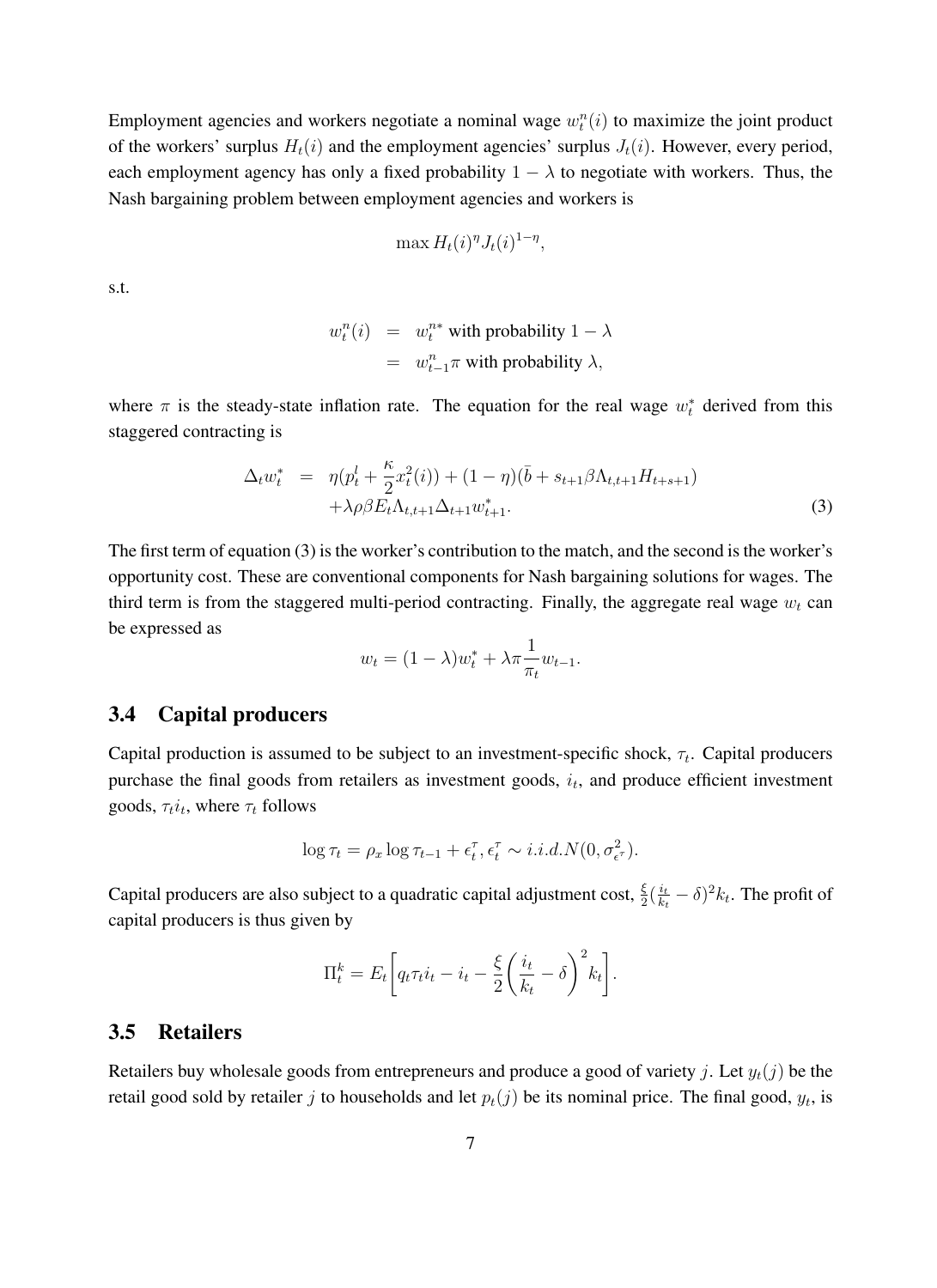Employment agencies and workers negotiate a nominal wage $w_t^n(i)$ to maximize the joint product of the workers' surplus $H_t(i)$ and the employment agencies' surplus $J_t(i)$. However, every period, each employment agency has only a fixed probability $1-\lambda$ to negotiate with workers. Thus, the Nash bargaining problem between employment agencies and workers is

$$\max H_t(i)^\eta J_t(i)^{1-\eta},$$

s.t.

$$\begin{aligned} w_t^n(i) &= w_t^{n*} \text{ with probability } 1-\lambda \\ &= w_{t-1}^n \pi \text{ with probability } \lambda, \end{aligned}$$

where $\pi$ is the steady-state inflation rate. The equation for the real wage $w_t^*$ derived from this staggered contracting is

$$\begin{aligned} \Delta_t w_t^* &= \eta(p_t^l + \frac{\kappa}{2} x_t^2(i)) + (1-\eta)(\bar{b} + s_{t+1}\beta\Lambda_{t,t+1}H_{t+s+1}) \\ &\quad + \lambda\rho\beta E_t \Lambda_{t,t+1}\Delta_{t+1}w_{t+1}^*. \end{aligned} \tag{3}$$

The first term of equation (3) is the worker's contribution to the match, and the second is the worker's opportunity cost. These are conventional components for Nash bargaining solutions for wages. The third term is from the staggered multi-period contracting. Finally, the aggregate real wage $w_t$ can be expressed as

$$w_t = (1-\lambda)w_t^* + \lambda\pi\frac{1}{\pi_t}w_{t-1}.$$

## 3.4 Capital producers

Capital production is assumed to be subject to an investment-specific shock, $\tau_t$. Capital producers purchase the final goods from retailers as investment goods, $i_t$, and produce efficient investment goods, $\tau_t i_t$, where $\tau_t$ follows

$$\log \tau_t = \rho_x \log \tau_{t-1} + \epsilon_t^\tau, \epsilon_t^\tau \sim i.i.d.N(0, \sigma_{\epsilon^\tau}^2).$$

Capital producers are also subject to a quadratic capital adjustment cost, $\frac{\xi}{2}(\frac{i_t}{k_t}-\delta)^2 k_t$. The profit of capital producers is thus given by

$$\Pi_t^k = E_t\left[q_t\tau_t i_t - i_t - \frac{\xi}{2}\left(\frac{i_t}{k_t}-\delta\right)^2 k_t\right].$$

## 3.5 Retailers

Retailers buy wholesale goods from entrepreneurs and produce a good of variety $j$. Let $y_t(j)$ be the retail good sold by retailer $j$ to households and let $p_t(j)$ be its nominal price. The final good, $y_t$, is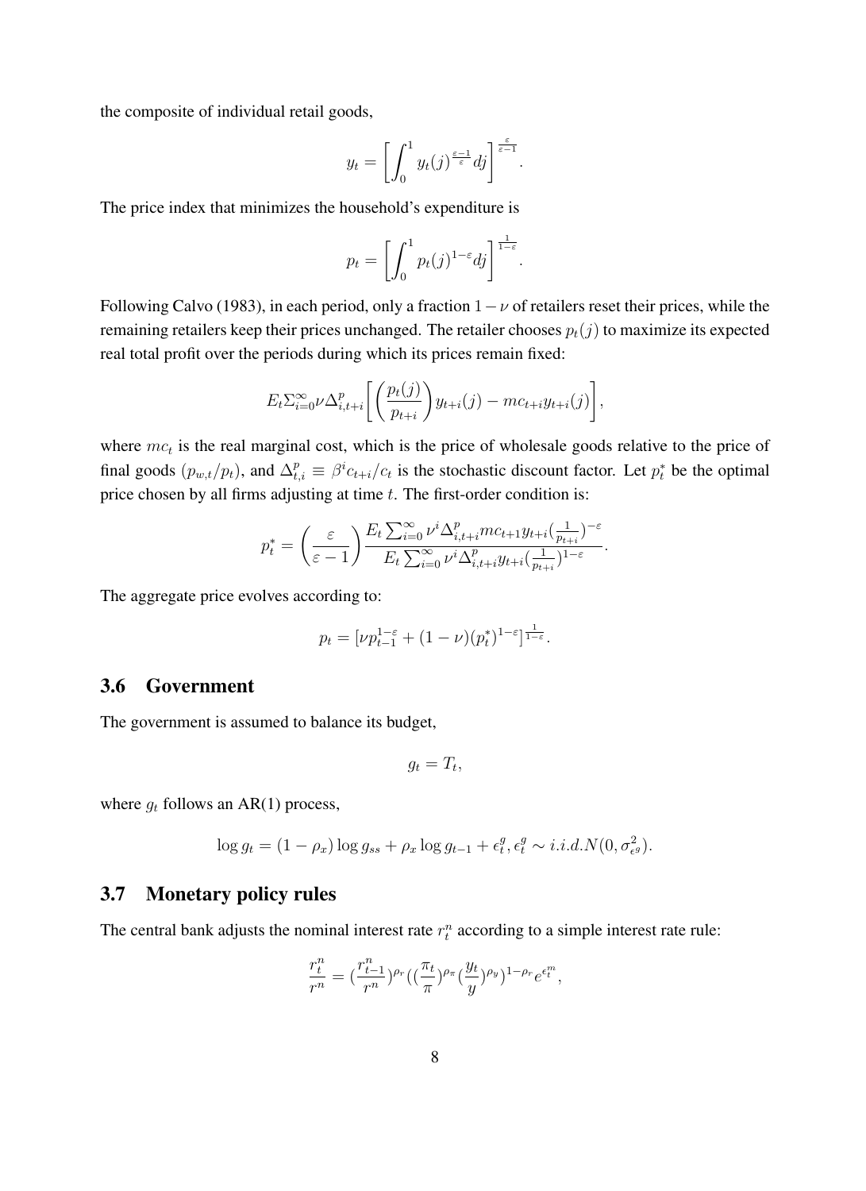the composite of individual retail goods,

$$y_t = \left[\int_0^1 y_t(j)^{\frac{\varepsilon-1}{\varepsilon}} dj\right]^{\frac{\varepsilon}{\varepsilon-1}}.$$

The price index that minimizes the household's expenditure is

$$p_t = \left[\int_0^1 p_t(j)^{1-\varepsilon} dj\right]^{\frac{1}{1-\varepsilon}}.$$

Following Calvo (1983), in each period, only a fraction $1-\nu$ of retailers reset their prices, while the remaining retailers keep their prices unchanged. The retailer chooses $p_t(j)$ to maximize its expected real total profit over the periods during which its prices remain fixed:

$$E_t \Sigma_{i=0}^{\infty} \nu \Delta_{i,t+i}^p \left[\left(\frac{p_t(j)}{p_{t+i}}\right) y_{t+i}(j) - mc_{t+i} y_{t+i}(j)\right],$$

where $mc_t$ is the real marginal cost, which is the price of wholesale goods relative to the price of final goods $(p_{w,t}/p_t)$, and $\Delta_{t,i}^p \equiv \beta^i c_{t+i}/c_t$ is the stochastic discount factor. Let $p_t^*$ be the optimal price chosen by all firms adjusting at time $t$. The first-order condition is:

$$p_t^* = \left(\frac{\varepsilon}{\varepsilon-1}\right) \frac{E_t \sum_{i=0}^{\infty} \nu^i \Delta_{i,t+i}^p mc_{t+1} y_{t+i} (\frac{1}{p_{t+i}})^{-\varepsilon}}{E_t \sum_{i=0}^{\infty} \nu^i \Delta_{i,t+i}^p y_{t+i} (\frac{1}{p_{t+i}})^{1-\varepsilon}}.$$

The aggregate price evolves according to:

$$p_t = [\nu p_{t-1}^{1-\varepsilon} + (1-\nu)(p_t^*)^{1-\varepsilon}]^{\frac{1}{1-\varepsilon}}.$$

## 3.6 Government

The government is assumed to balance its budget,

$$g_t = T_t,$$

where $g_t$ follows an AR(1) process,

$$\log g_t = (1-\rho_x) \log g_{ss} + \rho_x \log g_{t-1} + \epsilon_t^g, \epsilon_t^g \sim i.i.d.N(0, \sigma_{\epsilon^g}^2).$$

## 3.7 Monetary policy rules

The central bank adjusts the nominal interest rate $r_t^n$ according to a simple interest rate rule:

$$\frac{r_t^n}{r^n} = (\frac{r_{t-1}^n}{r^n})^{\rho_r} ((\frac{\pi_t}{\pi})^{\rho_\pi} (\frac{y_t}{y})^{\rho_y})^{1-\rho_r} e^{\epsilon_t^m},$$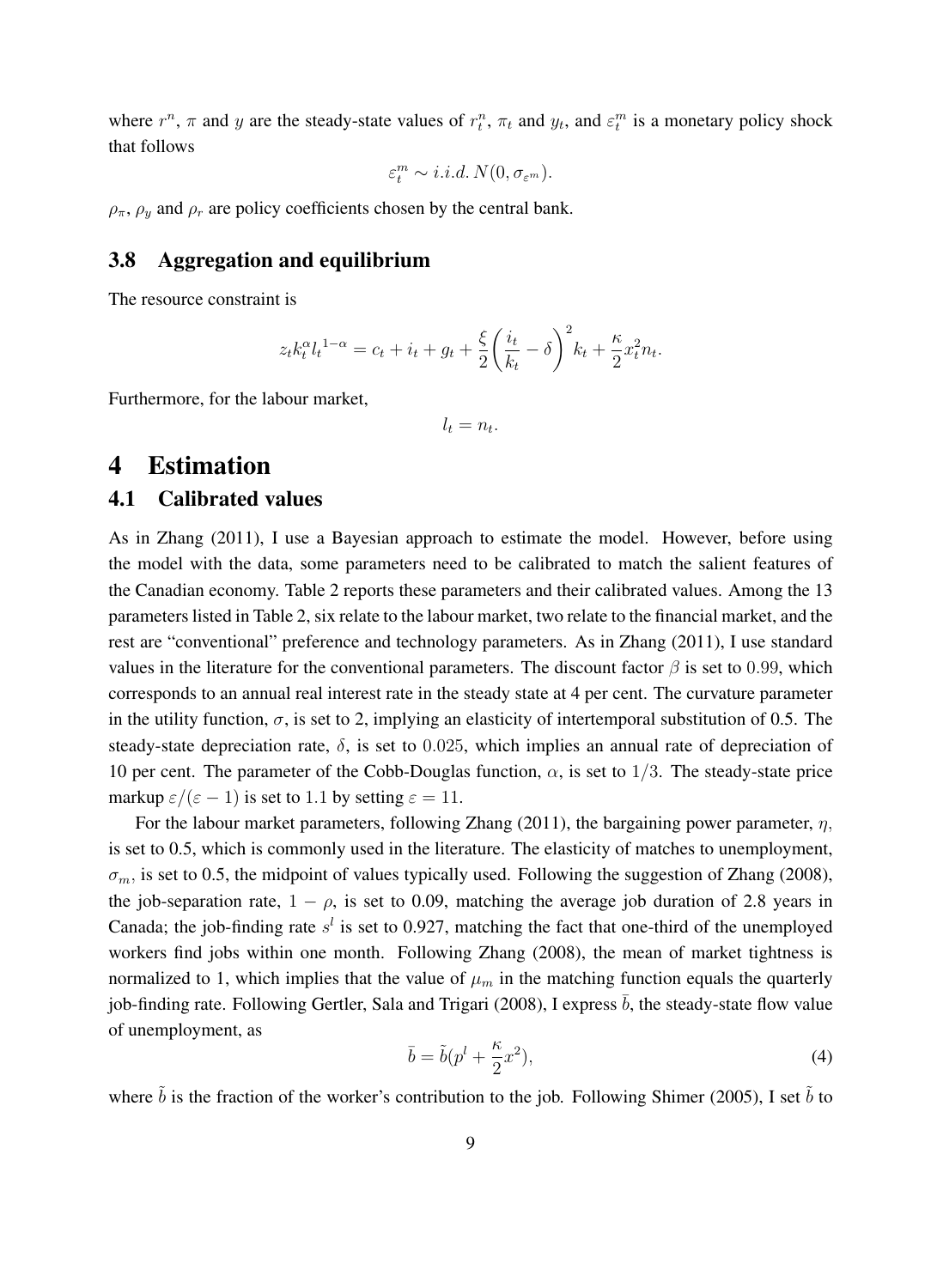where $r^n$, $\pi$ and $y$ are the steady-state values of $r_t^n$, $\pi_t$ and $y_t$, and $\varepsilon_t^m$ is a monetary policy shock that follows

$$\varepsilon_t^m \sim i.i.d.\, N(0, \sigma_{\varepsilon^m}).$$

$\rho_\pi$, $\rho_y$ and $\rho_r$ are policy coefficients chosen by the central bank.

### 3.8 Aggregation and equilibrium

The resource constraint is

$$z_t k_t^\alpha l_t^{1-\alpha} = c_t + i_t + g_t + \frac{\xi}{2}\left(\frac{i_t}{k_t} - \delta\right)^2 k_t + \frac{\kappa}{2} x_t^2 n_t.$$

Furthermore, for the labour market,

$$l_t = n_t.$$

# 4 Estimation

## 4.1 Calibrated values

As in Zhang (2011), I use a Bayesian approach to estimate the model. However, before using the model with the data, some parameters need to be calibrated to match the salient features of the Canadian economy. Table 2 reports these parameters and their calibrated values. Among the 13 parameters listed in Table 2, six relate to the labour market, two relate to the financial market, and the rest are "conventional" preference and technology parameters. As in Zhang (2011), I use standard values in the literature for the conventional parameters. The discount factor $\beta$ is set to $0.99$, which corresponds to an annual real interest rate in the steady state at 4 per cent. The curvature parameter in the utility function, $\sigma$, is set to 2, implying an elasticity of intertemporal substitution of 0.5. The steady-state depreciation rate, $\delta$, is set to $0.025$, which implies an annual rate of depreciation of 10 per cent. The parameter of the Cobb-Douglas function, $\alpha$, is set to $1/3$. The steady-state price markup $\varepsilon/(\varepsilon - 1)$ is set to $1.1$ by setting $\varepsilon = 11$.

For the labour market parameters, following Zhang (2011), the bargaining power parameter, $\eta$, is set to 0.5, which is commonly used in the literature. The elasticity of matches to unemployment, $\sigma_m$, is set to 0.5, the midpoint of values typically used. Following the suggestion of Zhang (2008), the job-separation rate, $1 - \rho$, is set to 0.09, matching the average job duration of 2.8 years in Canada; the job-finding rate $s^l$ is set to 0.927, matching the fact that one-third of the unemployed workers find jobs within one month. Following Zhang (2008), the mean of market tightness is normalized to 1, which implies that the value of $\mu_m$ in the matching function equals the quarterly job-finding rate. Following Gertler, Sala and Trigari (2008), I express $\bar{b}$, the steady-state flow value of unemployment, as

$$\bar{b} = \tilde{b}(p^l + \frac{\kappa}{2}x^2), \tag{4}$$

where $\tilde{b}$ is the fraction of the worker's contribution to the job. Following Shimer (2005), I set $\tilde{b}$ to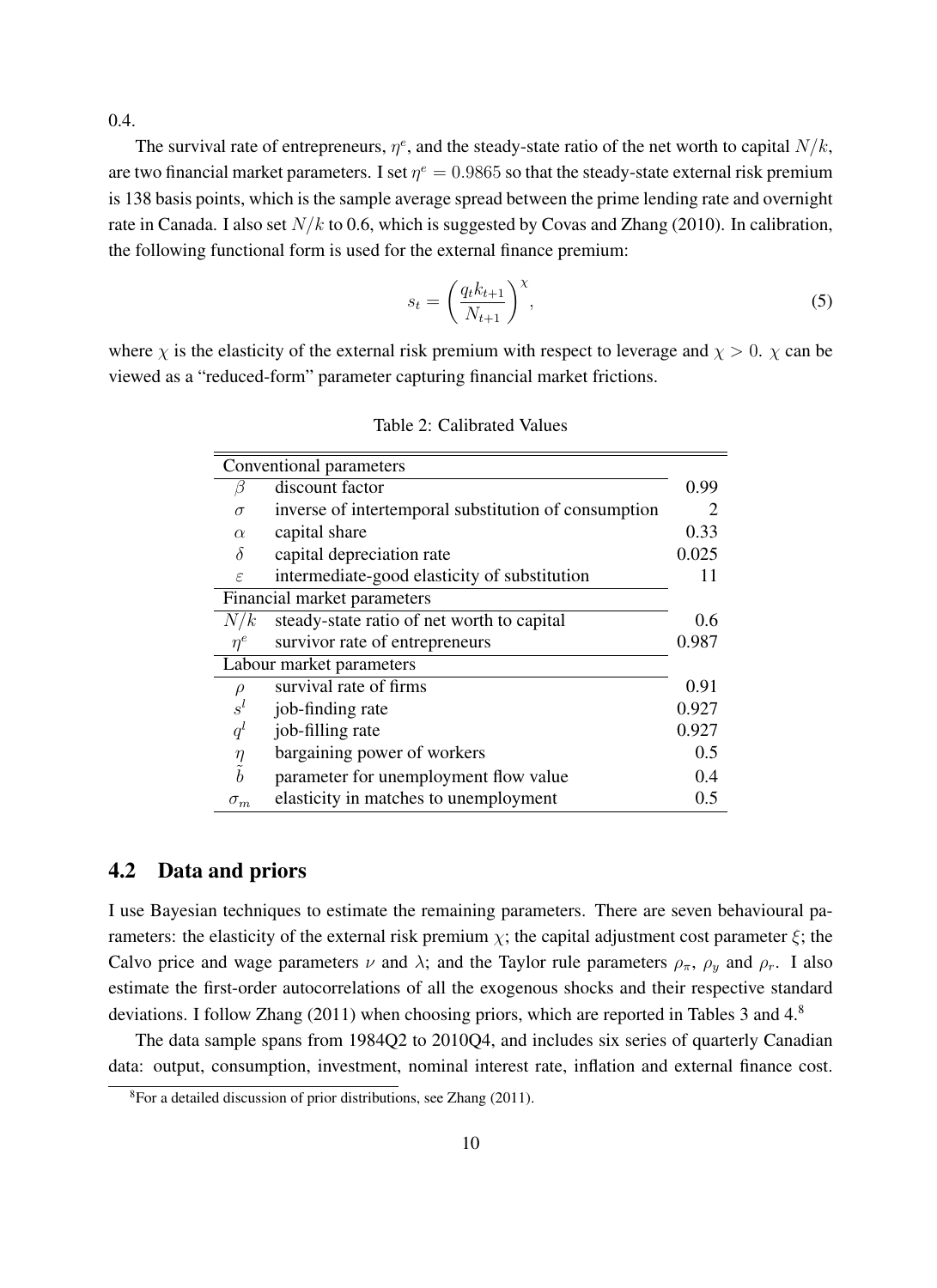0.4.

The survival rate of entrepreneurs, $\eta^e$, and the steady-state ratio of the net worth to capital $N/k$, are two financial market parameters. I set $\eta^e = 0.9865$ so that the steady-state external risk premium is 138 basis points, which is the sample average spread between the prime lending rate and overnight rate in Canada. I also set $N/k$ to 0.6, which is suggested by Covas and Zhang (2010). In calibration, the following functional form is used for the external finance premium:

$$s_t = \left( \frac{q_t k_{t+1}}{N_{t+1}} \right)^{\chi}, \tag{5}$$

where $\chi$ is the elasticity of the external risk premium with respect to leverage and $\chi > 0$. $\chi$ can be viewed as a "reduced-form" parameter capturing financial market frictions.

Table 2: Calibrated Values

| | | |
|---|---|---|
| **Conventional parameters** | | |
| $\beta$ | discount factor | 0.99 |
| $\sigma$ | inverse of intertemporal substitution of consumption | 2 |
| $\alpha$ | capital share | 0.33 |
| $\delta$ | capital depreciation rate | 0.025 |
| $\varepsilon$ | intermediate-good elasticity of substitution | 11 |
| **Financial market parameters** | | |
| $N/k$ | steady-state ratio of net worth to capital | 0.6 |
| $\eta^e$ | survivor rate of entrepreneurs | 0.987 |
| **Labour market parameters** | | |
| $\rho$ | survival rate of firms | 0.91 |
| $s^l$ | job-finding rate | 0.927 |
| $q^l$ | job-filling rate | 0.927 |
| $\eta$ | bargaining power of workers | 0.5 |
| $\tilde{b}$ | parameter for unemployment flow value | 0.4 |
| $\sigma_m$ | elasticity in matches to unemployment | 0.5 |

## 4.2 Data and priors

I use Bayesian techniques to estimate the remaining parameters. There are seven behavioural parameters: the elasticity of the external risk premium $\chi$; the capital adjustment cost parameter $\xi$; the Calvo price and wage parameters $\nu$ and $\lambda$; and the Taylor rule parameters $\rho_\pi$, $\rho_y$ and $\rho_r$. I also estimate the first-order autocorrelations of all the exogenous shocks and their respective standard deviations. I follow Zhang (2011) when choosing priors, which are reported in Tables 3 and 4.[8]

The data sample spans from 1984Q2 to 2010Q4, and includes six series of quarterly Canadian data: output, consumption, investment, nominal interest rate, inflation and external finance cost.

[8]For a detailed discussion of prior distributions, see Zhang (2011).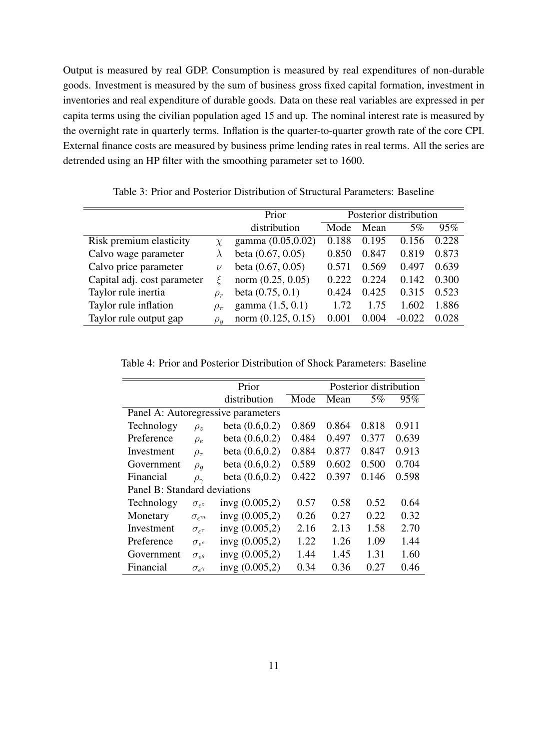Output is measured by real GDP. Consumption is measured by real expenditures of non-durable goods. Investment is measured by the sum of business gross fixed capital formation, investment in inventories and real expenditure of durable goods. Data on these real variables are expressed in per capita terms using the civilian population aged 15 and up. The nominal interest rate is measured by the overnight rate in quarterly terms. Inflation is the quarter-to-quarter growth rate of the core CPI. External finance costs are measured by business prime lending rates in real terms. All the series are detrended using an HP filter with the smoothing parameter set to 1600.

Table 3: Prior and Posterior Distribution of Structural Parameters: Baseline

| | | Prior | Posterior distribution | | | |
|---|---|---|---|---|---|---|
| | | distribution | Mode | Mean | 5% | 95% |
| Risk premium elasticity | $\chi$ | gamma (0.05,0.02) | 0.188 | 0.195 | 0.156 | 0.228 |
| Calvo wage parameter | $\lambda$ | beta (0.67, 0.05) | 0.850 | 0.847 | 0.819 | 0.873 |
| Calvo price parameter | $\nu$ | beta (0.67, 0.05) | 0.571 | 0.569 | 0.497 | 0.639 |
| Capital adj. cost parameter | $\xi$ | norm (0.25, 0.05) | 0.222 | 0.224 | 0.142 | 0.300 |
| Taylor rule inertia | $\rho_r$ | beta (0.75, 0.1) | 0.424 | 0.425 | 0.315 | 0.523 |
| Taylor rule inflation | $\rho_\pi$ | gamma (1.5, 0.1) | 1.72 | 1.75 | 1.602 | 1.886 |
| Taylor rule output gap | $\rho_y$ | norm (0.125, 0.15) | 0.001 | 0.004 | -0.022 | 0.028 |

Table 4: Prior and Posterior Distribution of Shock Parameters: Baseline

| | | Prior | Posterior distribution | | | |
|---|---|---|---|---|---|---|
| | | distribution | Mode | Mean | 5% | 95% |
| Panel A: Autoregressive parameters | | | | | | |
| Technology | $\rho_z$ | beta (0.6,0.2) | 0.869 | 0.864 | 0.818 | 0.911 |
| Preference | $\rho_e$ | beta (0.6,0.2) | 0.484 | 0.497 | 0.377 | 0.639 |
| Investment | $\rho_\tau$ | beta (0.6,0.2) | 0.884 | 0.877 | 0.847 | 0.913 |
| Government | $\rho_g$ | beta (0.6,0.2) | 0.589 | 0.602 | 0.500 | 0.704 |
| Financial | $\rho_\gamma$ | beta (0.6,0.2) | 0.422 | 0.397 | 0.146 | 0.598 |
| Panel B: Standard deviations | | | | | | |
| Technology | $\sigma_{\epsilon^z}$ | invg (0.005,2) | 0.57 | 0.58 | 0.52 | 0.64 |
| Monetary | $\sigma_{\epsilon^m}$ | invg (0.005,2) | 0.26 | 0.27 | 0.22 | 0.32 |
| Investment | $\sigma_{\epsilon^\tau}$ | invg (0.005,2) | 2.16 | 2.13 | 1.58 | 2.70 |
| Preference | $\sigma_{\epsilon^e}$ | invg (0.005,2) | 1.22 | 1.26 | 1.09 | 1.44 |
| Government | $\sigma_{\epsilon^g}$ | invg (0.005,2) | 1.44 | 1.45 | 1.31 | 1.60 |
| Financial | $\sigma_{\epsilon^\gamma}$ | invg (0.005,2) | 0.34 | 0.36 | 0.27 | 0.46 |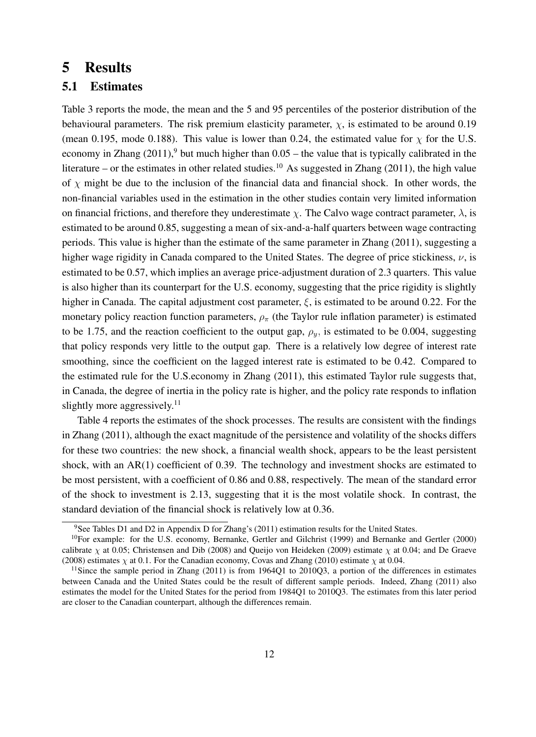# 5 Results

## 5.1 Estimates

Table 3 reports the mode, the mean and the 5 and 95 percentiles of the posterior distribution of the behavioural parameters. The risk premium elasticity parameter, $\chi$, is estimated to be around 0.19 (mean 0.195, mode 0.188). This value is lower than 0.24, the estimated value for $\chi$ for the U.S. economy in Zhang (2011),[9] but much higher than 0.05 – the value that is typically calibrated in the literature – or the estimates in other related studies.[10] As suggested in Zhang (2011), the high value of $\chi$ might be due to the inclusion of the financial data and financial shock. In other words, the non-financial variables used in the estimation in the other studies contain very limited information on financial frictions, and therefore they underestimate $\chi$. The Calvo wage contract parameter, $\lambda$, is estimated to be around 0.85, suggesting a mean of six-and-a-half quarters between wage contracting periods. This value is higher than the estimate of the same parameter in Zhang (2011), suggesting a higher wage rigidity in Canada compared to the United States. The degree of price stickiness, $\nu$, is estimated to be 0.57, which implies an average price-adjustment duration of 2.3 quarters. This value is also higher than its counterpart for the U.S. economy, suggesting that the price rigidity is slightly higher in Canada. The capital adjustment cost parameter, $\xi$, is estimated to be around 0.22. For the monetary policy reaction function parameters, $\rho_\pi$ (the Taylor rule inflation parameter) is estimated to be 1.75, and the reaction coefficient to the output gap, $\rho_y$, is estimated to be 0.004, suggesting that policy responds very little to the output gap. There is a relatively low degree of interest rate smoothing, since the coefficient on the lagged interest rate is estimated to be 0.42. Compared to the estimated rule for the U.S.economy in Zhang (2011), this estimated Taylor rule suggests that, in Canada, the degree of inertia in the policy rate is higher, and the policy rate responds to inflation slightly more aggressively.[11]

Table 4 reports the estimates of the shock processes. The results are consistent with the findings in Zhang (2011), although the exact magnitude of the persistence and volatility of the shocks differs for these two countries: the new shock, a financial wealth shock, appears to be the least persistent shock, with an AR(1) coefficient of 0.39. The technology and investment shocks are estimated to be most persistent, with a coefficient of 0.86 and 0.88, respectively. The mean of the standard error of the shock to investment is 2.13, suggesting that it is the most volatile shock. In contrast, the standard deviation of the financial shock is relatively low at 0.36.

[9] See Tables D1 and D2 in Appendix D for Zhang's (2011) estimation results for the United States.

[10] For example: for the U.S. economy, Bernanke, Gertler and Gilchrist (1999) and Bernanke and Gertler (2000) calibrate $\chi$ at 0.05; Christensen and Dib (2008) and Queijo von Heideken (2009) estimate $\chi$ at 0.04; and De Graeve (2008) estimates $\chi$ at 0.1. For the Canadian economy, Covas and Zhang (2010) estimate $\chi$ at 0.04.

[11] Since the sample period in Zhang (2011) is from 1964Q1 to 2010Q3, a portion of the differences in estimates between Canada and the United States could be the result of different sample periods. Indeed, Zhang (2011) also estimates the model for the United States for the period from 1984Q1 to 2010Q3. The estimates from this later period are closer to the Canadian counterpart, although the differences remain.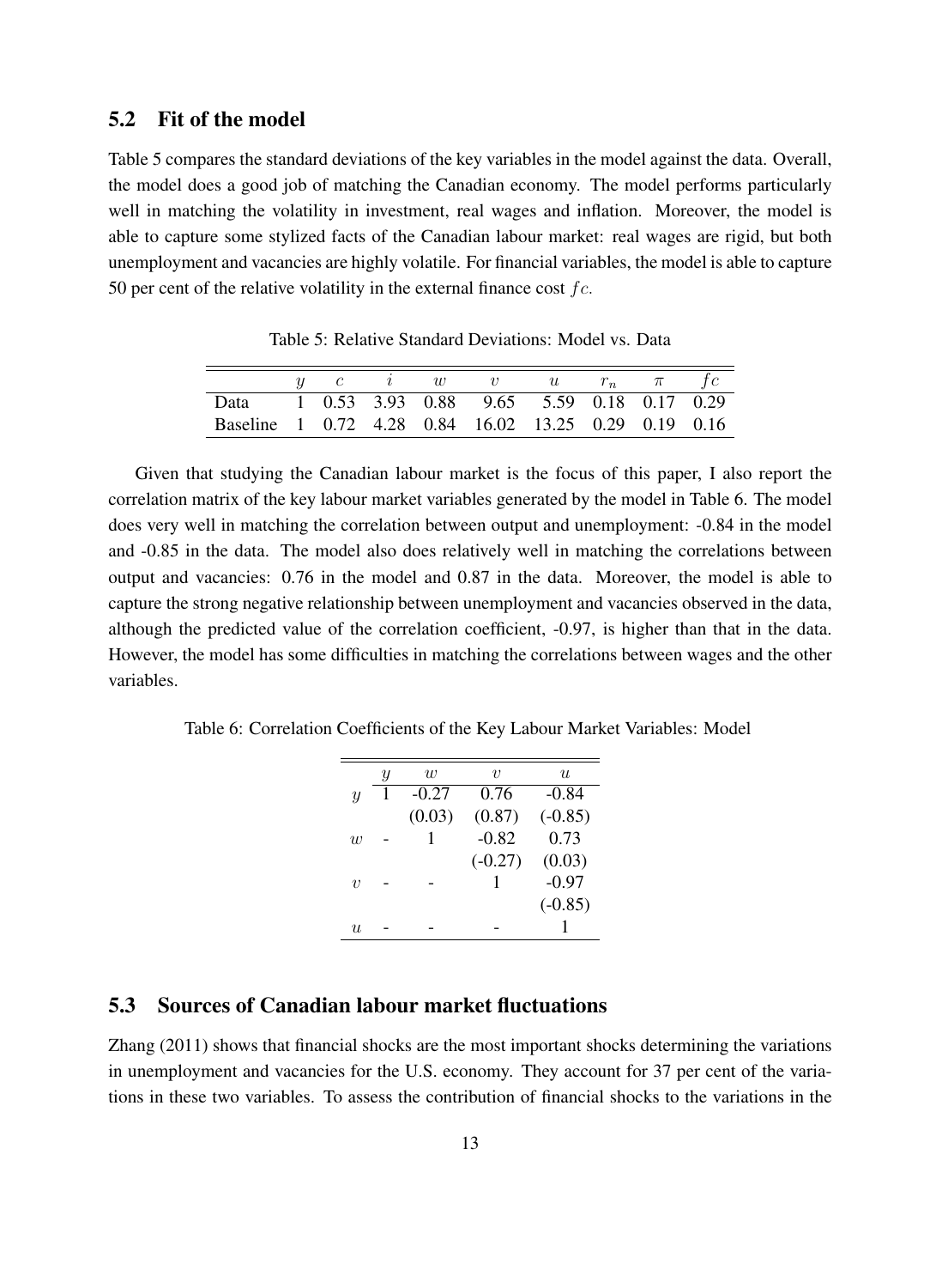## 5.2 Fit of the model

Table 5 compares the standard deviations of the key variables in the model against the data. Overall, the model does a good job of matching the Canadian economy. The model performs particularly well in matching the volatility in investment, real wages and inflation. Moreover, the model is able to capture some stylized facts of the Canadian labour market: real wages are rigid, but both unemployment and vacancies are highly volatile. For financial variables, the model is able to capture 50 per cent of the relative volatility in the external finance cost $fc$.

Table 5: Relative Standard Deviations: Model vs. Data

| | $y$ | $c$ | $i$ | $w$ | $v$ | $u$ | $r_n$ | $\pi$ | $fc$ |
|---|---|---|---|---|---|---|---|---|---|
| Data | 1 | 0.53 | 3.93 | 0.88 | 9.65 | 5.59 | 0.18 | 0.17 | 0.29 |
| Baseline | 1 | 0.72 | 4.28 | 0.84 | 16.02 | 13.25 | 0.29 | 0.19 | 0.16 |

Given that studying the Canadian labour market is the focus of this paper, I also report the correlation matrix of the key labour market variables generated by the model in Table 6. The model does very well in matching the correlation between output and unemployment: -0.84 in the model and -0.85 in the data. The model also does relatively well in matching the correlations between output and vacancies: 0.76 in the model and 0.87 in the data. Moreover, the model is able to capture the strong negative relationship between unemployment and vacancies observed in the data, although the predicted value of the correlation coefficient, -0.97, is higher than that in the data. However, the model has some difficulties in matching the correlations between wages and the other variables.

Table 6: Correlation Coefficients of the Key Labour Market Variables: Model

| | $y$ | $w$ | $v$ | $u$ |
|---|---|---|---|---|
| $y$ | 1 | -0.27 | 0.76 | -0.84 |
| | | (0.03) | (0.87) | (-0.85) |
| $w$ | - | 1 | -0.82 | 0.73 |
| | | | (-0.27) | (0.03) |
| $v$ | - | - | 1 | -0.97 |
| | | | | (-0.85) |
| $u$ | - | - | - | 1 |

## 5.3 Sources of Canadian labour market fluctuations

Zhang (2011) shows that financial shocks are the most important shocks determining the variations in unemployment and vacancies for the U.S. economy. They account for 37 per cent of the variations in these two variables. To assess the contribution of financial shocks to the variations in the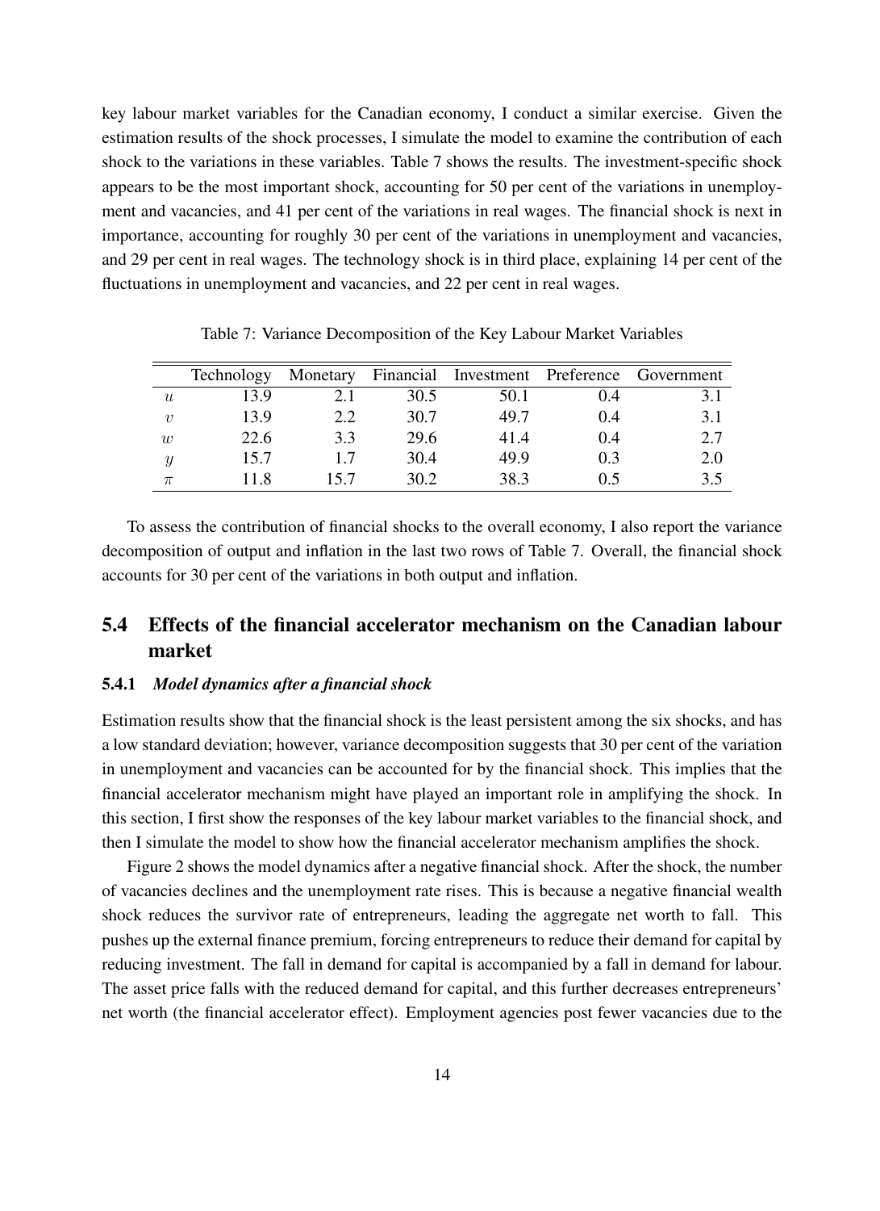key labour market variables for the Canadian economy, I conduct a similar exercise. Given the estimation results of the shock processes, I simulate the model to examine the contribution of each shock to the variations in these variables. Table 7 shows the results. The investment-specific shock appears to be the most important shock, accounting for 50 per cent of the variations in unemployment and vacancies, and 41 per cent of the variations in real wages. The financial shock is next in importance, accounting for roughly 30 per cent of the variations in unemployment and vacancies, and 29 per cent in real wages. The technology shock is in third place, explaining 14 per cent of the fluctuations in unemployment and vacancies, and 22 per cent in real wages.

Table 7: Variance Decomposition of the Key Labour Market Variables

| | Technology | Monetary | Financial | Investment | Preference | Government |
|---|---|---|---|---|---|---|
| $u$ | 13.9 | 2.1 | 30.5 | 50.1 | 0.4 | 3.1 |
| $v$ | 13.9 | 2.2 | 30.7 | 49.7 | 0.4 | 3.1 |
| $w$ | 22.6 | 3.3 | 29.6 | 41.4 | 0.4 | 2.7 |
| $y$ | 15.7 | 1.7 | 30.4 | 49.9 | 0.3 | 2.0 |
| $\pi$ | 11.8 | 15.7 | 30.2 | 38.3 | 0.5 | 3.5 |

To assess the contribution of financial shocks to the overall economy, I also report the variance decomposition of output and inflation in the last two rows of Table 7. Overall, the financial shock accounts for 30 per cent of the variations in both output and inflation.

## 5.4 Effects of the financial accelerator mechanism on the Canadian labour market

### 5.4.1 *Model dynamics after a financial shock*

Estimation results show that the financial shock is the least persistent among the six shocks, and has a low standard deviation; however, variance decomposition suggests that 30 per cent of the variation in unemployment and vacancies can be accounted for by the financial shock. This implies that the financial accelerator mechanism might have played an important role in amplifying the shock. In this section, I first show the responses of the key labour market variables to the financial shock, and then I simulate the model to show how the financial accelerator mechanism amplifies the shock.

Figure 2 shows the model dynamics after a negative financial shock. After the shock, the number of vacancies declines and the unemployment rate rises. This is because a negative financial wealth shock reduces the survivor rate of entrepreneurs, leading the aggregate net worth to fall. This pushes up the external finance premium, forcing entrepreneurs to reduce their demand for capital by reducing investment. The fall in demand for capital is accompanied by a fall in demand for labour. The asset price falls with the reduced demand for capital, and this further decreases entrepreneurs' net worth (the financial accelerator effect). Employment agencies post fewer vacancies due to the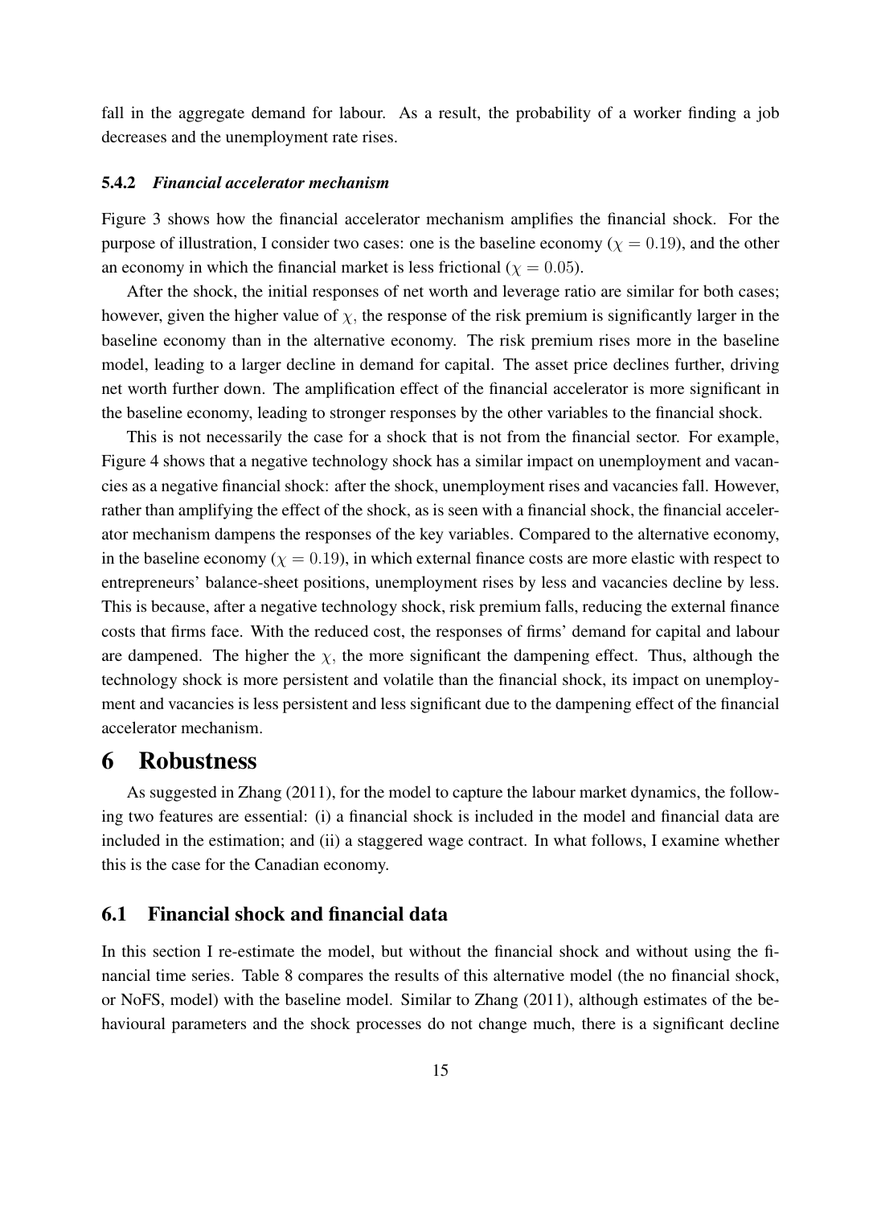fall in the aggregate demand for labour. As a result, the probability of a worker finding a job decreases and the unemployment rate rises.

### 5.4.2 *Financial accelerator mechanism*

Figure 3 shows how the financial accelerator mechanism amplifies the financial shock. For the purpose of illustration, I consider two cases: one is the baseline economy ($\chi = 0.19$), and the other an economy in which the financial market is less frictional ($\chi = 0.05$).

After the shock, the initial responses of net worth and leverage ratio are similar for both cases; however, given the higher value of $\chi$, the response of the risk premium is significantly larger in the baseline economy than in the alternative economy. The risk premium rises more in the baseline model, leading to a larger decline in demand for capital. The asset price declines further, driving net worth further down. The amplification effect of the financial accelerator is more significant in the baseline economy, leading to stronger responses by the other variables to the financial shock.

This is not necessarily the case for a shock that is not from the financial sector. For example, Figure 4 shows that a negative technology shock has a similar impact on unemployment and vacancies as a negative financial shock: after the shock, unemployment rises and vacancies fall. However, rather than amplifying the effect of the shock, as is seen with a financial shock, the financial accelerator mechanism dampens the responses of the key variables. Compared to the alternative economy, in the baseline economy ($\chi = 0.19$), in which external finance costs are more elastic with respect to entrepreneurs' balance-sheet positions, unemployment rises by less and vacancies decline by less. This is because, after a negative technology shock, risk premium falls, reducing the external finance costs that firms face. With the reduced cost, the responses of firms' demand for capital and labour are dampened. The higher the $\chi$, the more significant the dampening effect. Thus, although the technology shock is more persistent and volatile than the financial shock, its impact on unemployment and vacancies is less persistent and less significant due to the dampening effect of the financial accelerator mechanism.

# 6 Robustness

As suggested in Zhang (2011), for the model to capture the labour market dynamics, the following two features are essential: (i) a financial shock is included in the model and financial data are included in the estimation; and (ii) a staggered wage contract. In what follows, I examine whether this is the case for the Canadian economy.

## 6.1 Financial shock and financial data

In this section I re-estimate the model, but without the financial shock and without using the financial time series. Table 8 compares the results of this alternative model (the no financial shock, or NoFS, model) with the baseline model. Similar to Zhang (2011), although estimates of the behavioural parameters and the shock processes do not change much, there is a significant decline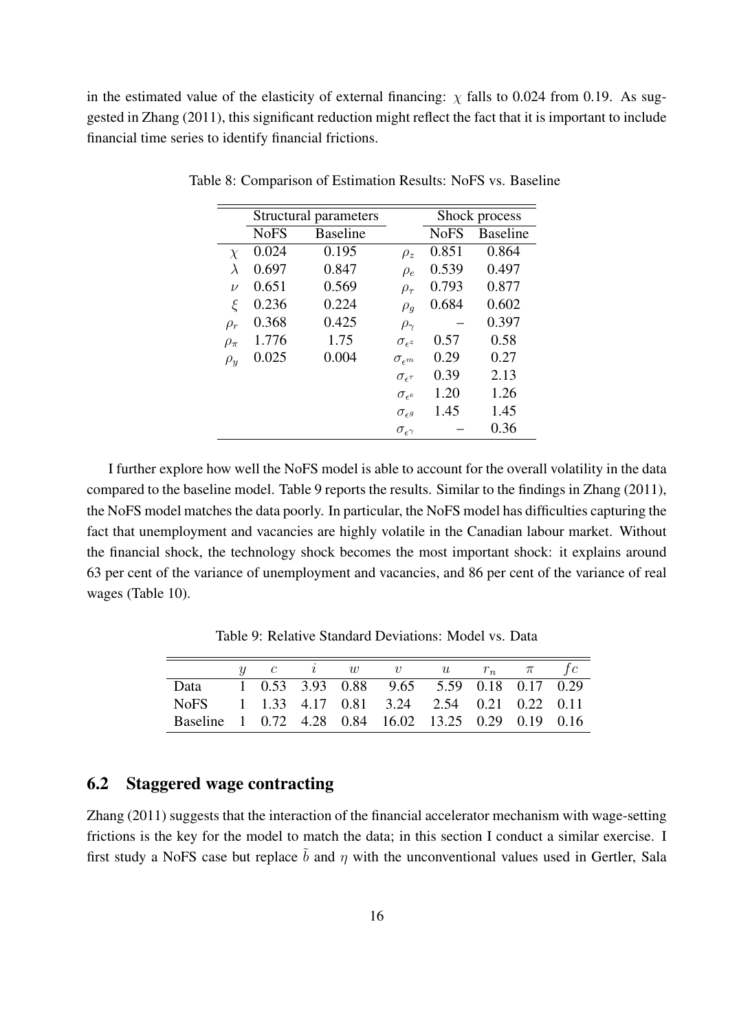in the estimated value of the elasticity of external financing: $\chi$ falls to 0.024 from 0.19. As suggested in Zhang (2011), this significant reduction might reflect the fact that it is important to include financial time series to identify financial frictions.

Table 8: Comparison of Estimation Results: NoFS vs. Baseline

| | Structural parameters | | | Shock process | |
|---|---|---|---|---|---|
| | NoFS | Baseline | | NoFS | Baseline |
| $\chi$ | 0.024 | 0.195 | $\rho_z$ | 0.851 | 0.864 |
| $\lambda$ | 0.697 | 0.847 | $\rho_e$ | 0.539 | 0.497 |
| $\nu$ | 0.651 | 0.569 | $\rho_\tau$ | 0.793 | 0.877 |
| $\xi$ | 0.236 | 0.224 | $\rho_g$ | 0.684 | 0.602 |
| $\rho_r$ | 0.368 | 0.425 | $\rho_\gamma$ | – | 0.397 |
| $\rho_\pi$ | 1.776 | 1.75 | $\sigma_{\epsilon^z}$ | 0.57 | 0.58 |
| $\rho_y$ | 0.025 | 0.004 | $\sigma_{\epsilon^m}$ | 0.29 | 0.27 |
| | | | $\sigma_{\epsilon^\tau}$ | 0.39 | 2.13 |
| | | | $\sigma_{\epsilon^e}$ | 1.20 | 1.26 |
| | | | $\sigma_{\epsilon^g}$ | 1.45 | 1.45 |
| | | | $\sigma_{\epsilon^\gamma}$ | – | 0.36 |

I further explore how well the NoFS model is able to account for the overall volatility in the data compared to the baseline model. Table 9 reports the results. Similar to the findings in Zhang (2011), the NoFS model matches the data poorly. In particular, the NoFS model has difficulties capturing the fact that unemployment and vacancies are highly volatile in the Canadian labour market. Without the financial shock, the technology shock becomes the most important shock: it explains around 63 per cent of the variance of unemployment and vacancies, and 86 per cent of the variance of real wages (Table 10).

Table 9: Relative Standard Deviations: Model vs. Data

| | $y$ | $c$ | $i$ | $w$ | $v$ | $u$ | $r_n$ | $\pi$ | $fc$ |
|---|---|---|---|---|---|---|---|---|---|
| Data | 1 | 0.53 | 3.93 | 0.88 | 9.65 | 5.59 | 0.18 | 0.17 | 0.29 |
| NoFS | 1 | 1.33 | 4.17 | 0.81 | 3.24 | 2.54 | 0.21 | 0.22 | 0.11 |
| Baseline | 1 | 0.72 | 4.28 | 0.84 | 16.02 | 13.25 | 0.29 | 0.19 | 0.16 |

## 6.2 Staggered wage contracting

Zhang (2011) suggests that the interaction of the financial accelerator mechanism with wage-setting frictions is the key for the model to match the data; in this section I conduct a similar exercise. I first study a NoFS case but replace $\tilde{b}$ and $\eta$ with the unconventional values used in Gertler, Sala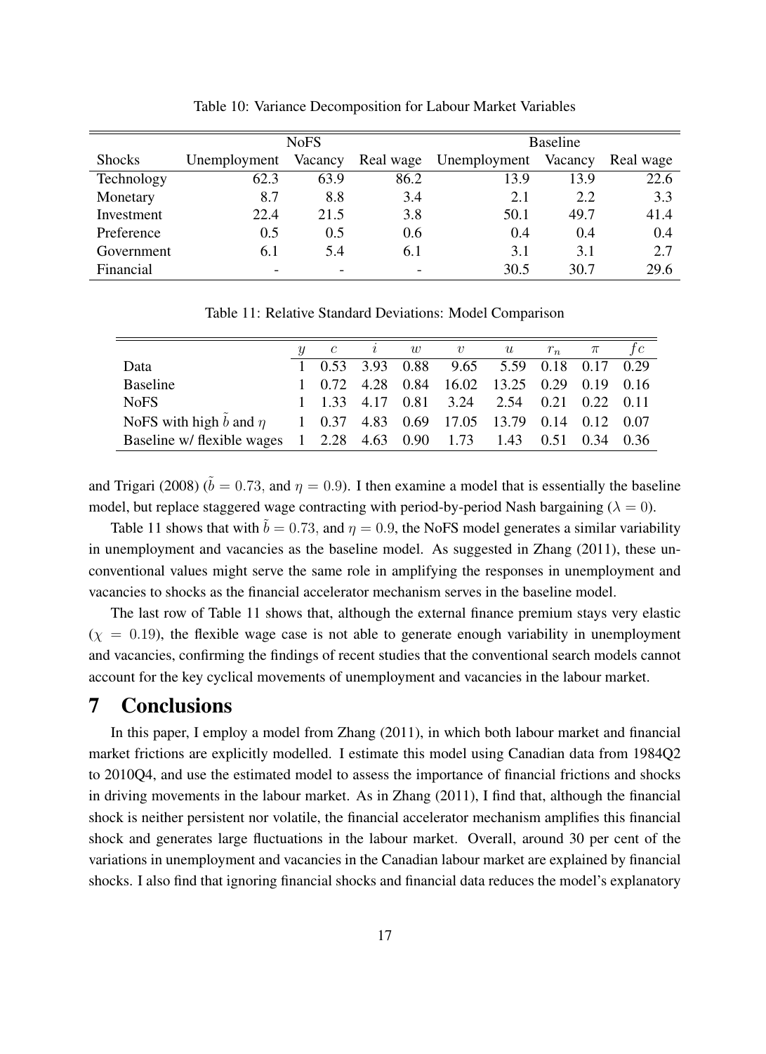Table 10: Variance Decomposition for Labour Market Variables

| | NoFS | | | Baseline | | |
|---|---|---|---|---|---|---|
| Shocks | Unemployment | Vacancy | Real wage | Unemployment | Vacancy | Real wage |
| Technology | 62.3 | 63.9 | 86.2 | 13.9 | 13.9 | 22.6 |
| Monetary | 8.7 | 8.8 | 3.4 | 2.1 | 2.2 | 3.3 |
| Investment | 22.4 | 21.5 | 3.8 | 50.1 | 49.7 | 41.4 |
| Preference | 0.5 | 0.5 | 0.6 | 0.4 | 0.4 | 0.4 |
| Government | 6.1 | 5.4 | 6.1 | 3.1 | 3.1 | 2.7 |
| Financial | - | - | - | 30.5 | 30.7 | 29.6 |

Table 11: Relative Standard Deviations: Model Comparison

| | $y$ | $c$ | $i$ | $w$ | $v$ | $u$ | $r_n$ | $\pi$ | $fc$ |
|---|---|---|---|---|---|---|---|---|---|
| Data | 1 | 0.53 | 3.93 | 0.88 | 9.65 | 5.59 | 0.18 | 0.17 | 0.29 |
| Baseline | 1 | 0.72 | 4.28 | 0.84 | 16.02 | 13.25 | 0.29 | 0.19 | 0.16 |
| NoFS | 1 | 1.33 | 4.17 | 0.81 | 3.24 | 2.54 | 0.21 | 0.22 | 0.11 |
| NoFS with high $\tilde{b}$ and $\eta$ | 1 | 0.37 | 4.83 | 0.69 | 17.05 | 13.79 | 0.14 | 0.12 | 0.07 |
| Baseline w/ flexible wages | 1 | 2.28 | 4.63 | 0.90 | 1.73 | 1.43 | 0.51 | 0.34 | 0.36 |

and Trigari (2008) ($\tilde{b} = 0.73$, and $\eta = 0.9$). I then examine a model that is essentially the baseline model, but replace staggered wage contracting with period-by-period Nash bargaining ($\lambda = 0$).

Table 11 shows that with $\tilde{b} = 0.73$, and $\eta = 0.9$, the NoFS model generates a similar variability in unemployment and vacancies as the baseline model. As suggested in Zhang (2011), these unconventional values might serve the same role in amplifying the responses in unemployment and vacancies to shocks as the financial accelerator mechanism serves in the baseline model.

The last row of Table 11 shows that, although the external finance premium stays very elastic ($\chi = 0.19$), the flexible wage case is not able to generate enough variability in unemployment and vacancies, confirming the findings of recent studies that the conventional search models cannot account for the key cyclical movements of unemployment and vacancies in the labour market.

# 7 Conclusions

In this paper, I employ a model from Zhang (2011), in which both labour market and financial market frictions are explicitly modelled. I estimate this model using Canadian data from 1984Q2 to 2010Q4, and use the estimated model to assess the importance of financial frictions and shocks in driving movements in the labour market. As in Zhang (2011), I find that, although the financial shock is neither persistent nor volatile, the financial accelerator mechanism amplifies this financial shock and generates large fluctuations in the labour market. Overall, around 30 per cent of the variations in unemployment and vacancies in the Canadian labour market are explained by financial shocks. I also find that ignoring financial shocks and financial data reduces the model's explanatory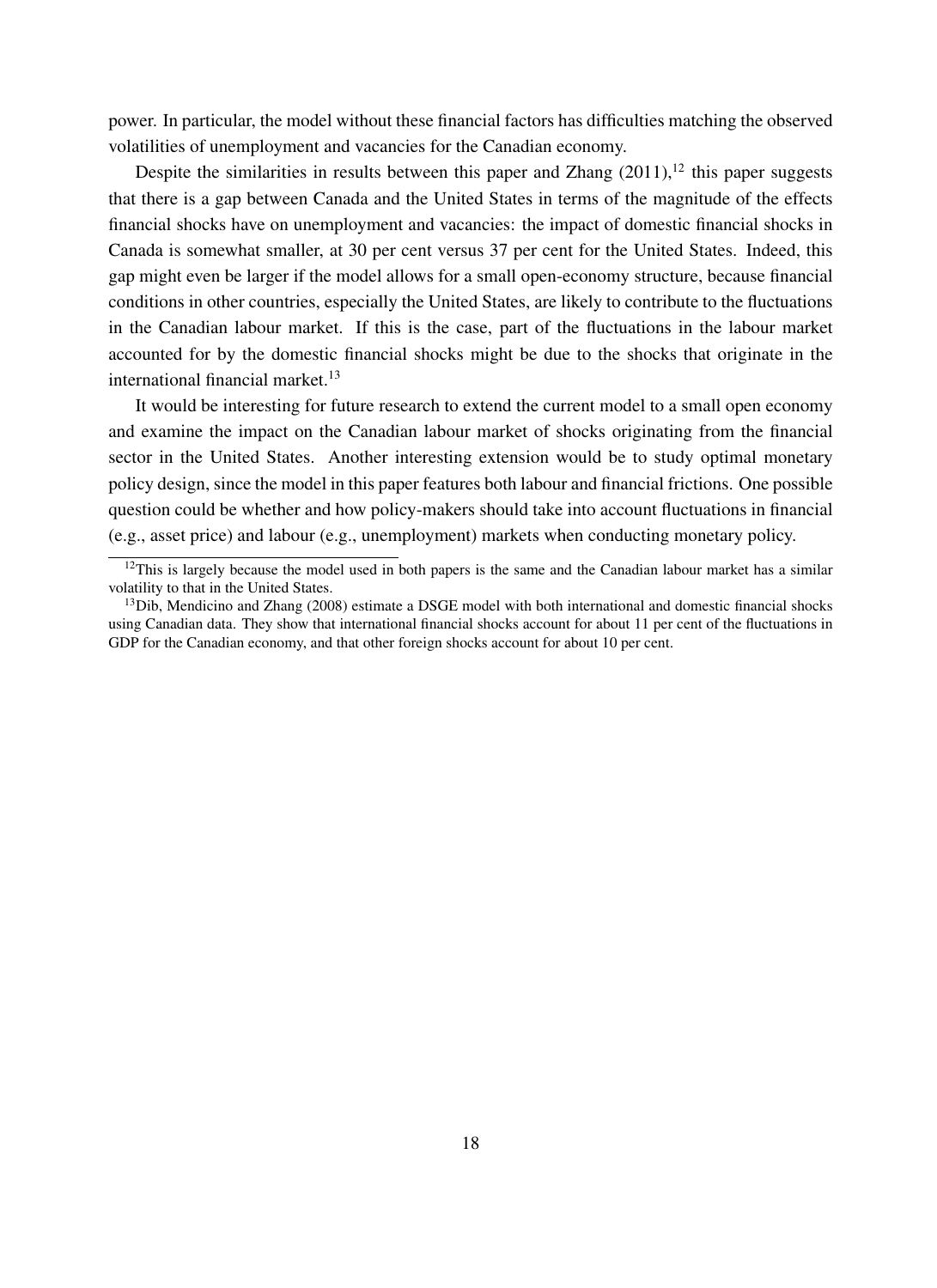power. In particular, the model without these financial factors has difficulties matching the observed volatilities of unemployment and vacancies for the Canadian economy.

Despite the similarities in results between this paper and Zhang (2011),[12] this paper suggests that there is a gap between Canada and the United States in terms of the magnitude of the effects financial shocks have on unemployment and vacancies: the impact of domestic financial shocks in Canada is somewhat smaller, at 30 per cent versus 37 per cent for the United States. Indeed, this gap might even be larger if the model allows for a small open-economy structure, because financial conditions in other countries, especially the United States, are likely to contribute to the fluctuations in the Canadian labour market. If this is the case, part of the fluctuations in the labour market accounted for by the domestic financial shocks might be due to the shocks that originate in the international financial market.[13]

It would be interesting for future research to extend the current model to a small open economy and examine the impact on the Canadian labour market of shocks originating from the financial sector in the United States. Another interesting extension would be to study optimal monetary policy design, since the model in this paper features both labour and financial frictions. One possible question could be whether and how policy-makers should take into account fluctuations in financial (e.g., asset price) and labour (e.g., unemployment) markets when conducting monetary policy.

[12]This is largely because the model used in both papers is the same and the Canadian labour market has a similar volatility to that in the United States.

[13]Dib, Mendicino and Zhang (2008) estimate a DSGE model with both international and domestic financial shocks using Canadian data. They show that international financial shocks account for about 11 per cent of the fluctuations in GDP for the Canadian economy, and that other foreign shocks account for about 10 per cent.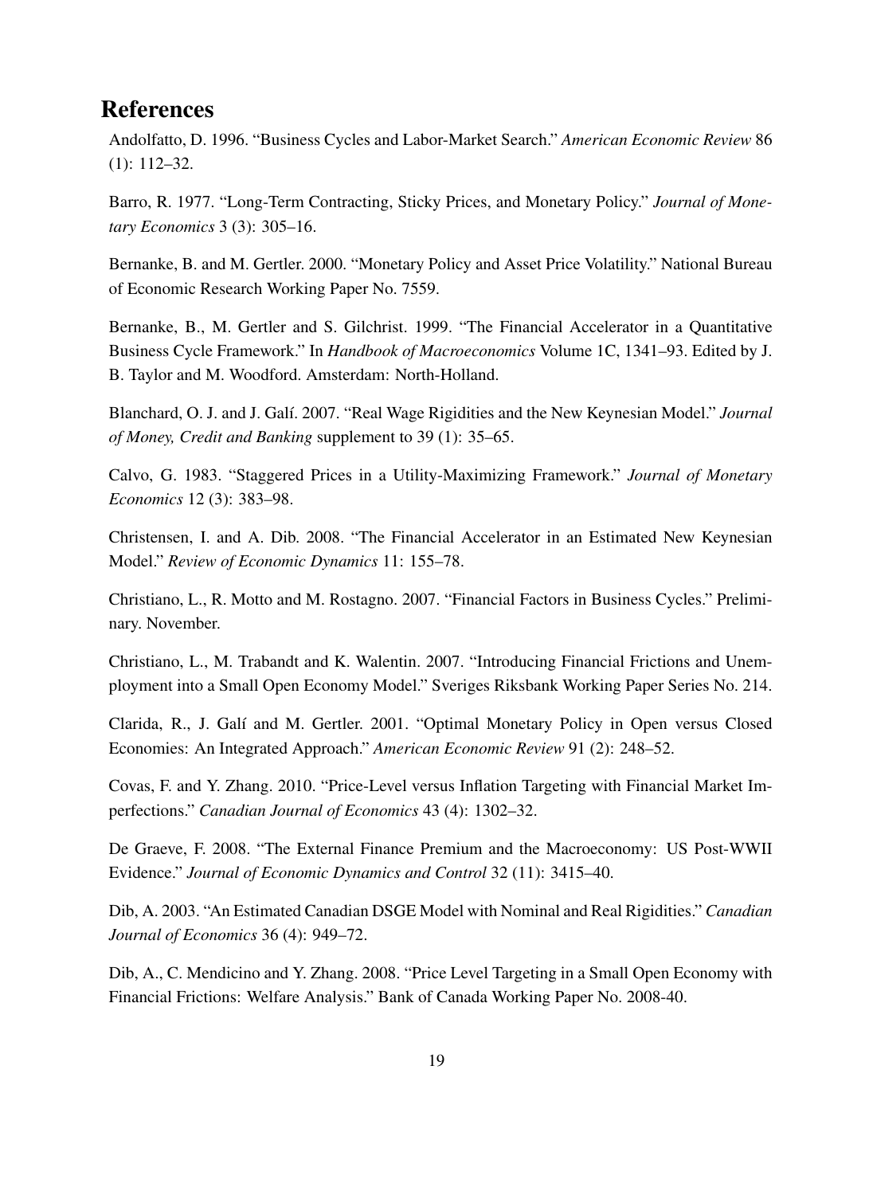# References

Andolfatto, D. 1996. "Business Cycles and Labor-Market Search." *American Economic Review* 86 (1): 112–32.

Barro, R. 1977. "Long-Term Contracting, Sticky Prices, and Monetary Policy." *Journal of Monetary Economics* 3 (3): 305–16.

Bernanke, B. and M. Gertler. 2000. "Monetary Policy and Asset Price Volatility." National Bureau of Economic Research Working Paper No. 7559.

Bernanke, B., M. Gertler and S. Gilchrist. 1999. "The Financial Accelerator in a Quantitative Business Cycle Framework." In *Handbook of Macroeconomics* Volume 1C, 1341–93. Edited by J. B. Taylor and M. Woodford. Amsterdam: North-Holland.

Blanchard, O. J. and J. Galí. 2007. "Real Wage Rigidities and the New Keynesian Model." *Journal of Money, Credit and Banking* supplement to 39 (1): 35–65.

Calvo, G. 1983. "Staggered Prices in a Utility-Maximizing Framework." *Journal of Monetary Economics* 12 (3): 383–98.

Christensen, I. and A. Dib. 2008. "The Financial Accelerator in an Estimated New Keynesian Model." *Review of Economic Dynamics* 11: 155–78.

Christiano, L., R. Motto and M. Rostagno. 2007. "Financial Factors in Business Cycles." Preliminary. November.

Christiano, L., M. Trabandt and K. Walentin. 2007. "Introducing Financial Frictions and Unemployment into a Small Open Economy Model." Sveriges Riksbank Working Paper Series No. 214.

Clarida, R., J. Galí and M. Gertler. 2001. "Optimal Monetary Policy in Open versus Closed Economies: An Integrated Approach." *American Economic Review* 91 (2): 248–52.

Covas, F. and Y. Zhang. 2010. "Price-Level versus Inflation Targeting with Financial Market Imperfections." *Canadian Journal of Economics* 43 (4): 1302–32.

De Graeve, F. 2008. "The External Finance Premium and the Macroeconomy: US Post-WWII Evidence." *Journal of Economic Dynamics and Control* 32 (11): 3415–40.

Dib, A. 2003. "An Estimated Canadian DSGE Model with Nominal and Real Rigidities." *Canadian Journal of Economics* 36 (4): 949–72.

Dib, A., C. Mendicino and Y. Zhang. 2008. "Price Level Targeting in a Small Open Economy with Financial Frictions: Welfare Analysis." Bank of Canada Working Paper No. 2008-40.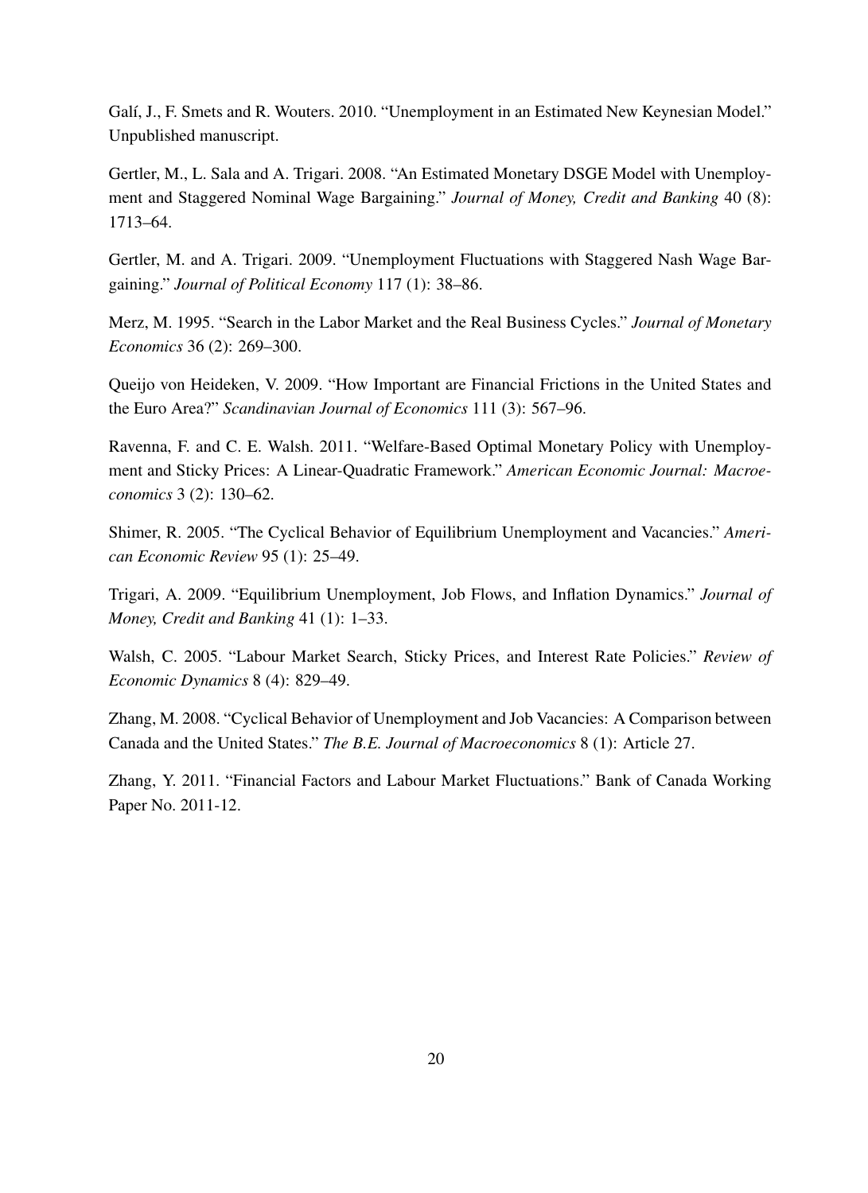Galí, J., F. Smets and R. Wouters. 2010. "Unemployment in an Estimated New Keynesian Model." Unpublished manuscript.

Gertler, M., L. Sala and A. Trigari. 2008. "An Estimated Monetary DSGE Model with Unemployment and Staggered Nominal Wage Bargaining." *Journal of Money, Credit and Banking* 40 (8): 1713–64.

Gertler, M. and A. Trigari. 2009. "Unemployment Fluctuations with Staggered Nash Wage Bargaining." *Journal of Political Economy* 117 (1): 38–86.

Merz, M. 1995. "Search in the Labor Market and the Real Business Cycles." *Journal of Monetary Economics* 36 (2): 269–300.

Queijo von Heideken, V. 2009. "How Important are Financial Frictions in the United States and the Euro Area?" *Scandinavian Journal of Economics* 111 (3): 567–96.

Ravenna, F. and C. E. Walsh. 2011. "Welfare-Based Optimal Monetary Policy with Unemployment and Sticky Prices: A Linear-Quadratic Framework." *American Economic Journal: Macroeconomics* 3 (2): 130–62.

Shimer, R. 2005. "The Cyclical Behavior of Equilibrium Unemployment and Vacancies." *American Economic Review* 95 (1): 25–49.

Trigari, A. 2009. "Equilibrium Unemployment, Job Flows, and Inflation Dynamics." *Journal of Money, Credit and Banking* 41 (1): 1–33.

Walsh, C. 2005. "Labour Market Search, Sticky Prices, and Interest Rate Policies." *Review of Economic Dynamics* 8 (4): 829–49.

Zhang, M. 2008. "Cyclical Behavior of Unemployment and Job Vacancies: A Comparison between Canada and the United States." *The B.E. Journal of Macroeconomics* 8 (1): Article 27.

Zhang, Y. 2011. "Financial Factors and Labour Market Fluctuations." Bank of Canada Working Paper No. 2011-12.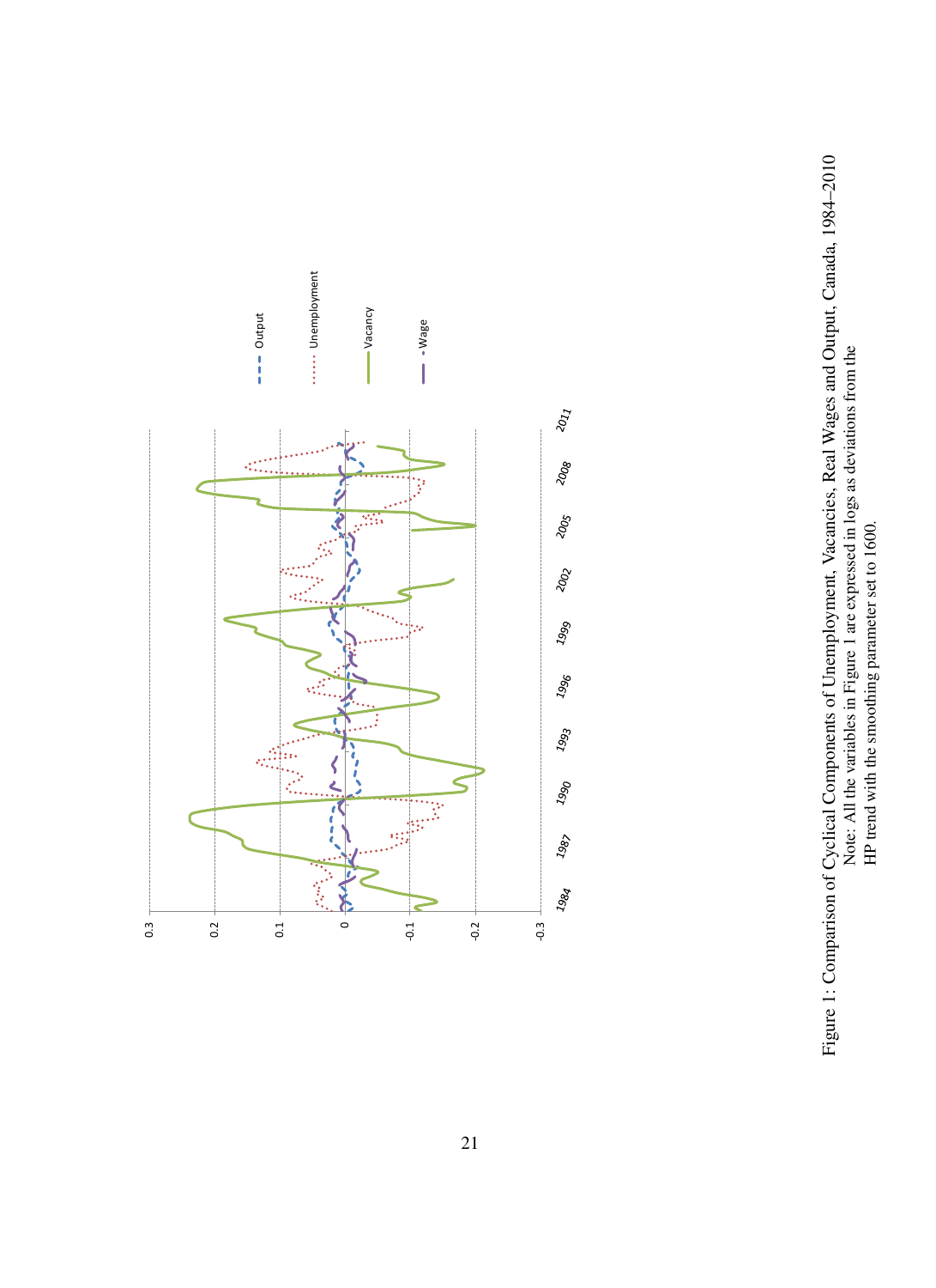Figure 1: Comparison of Cyclical Components of Unemployment, Vacancies, Real Wages and Output, Canada, 1984–2010
Note: All the variables in Figure 1 are expressed in logs as deviations from the HP trend with the smoothing parameter set to 1600.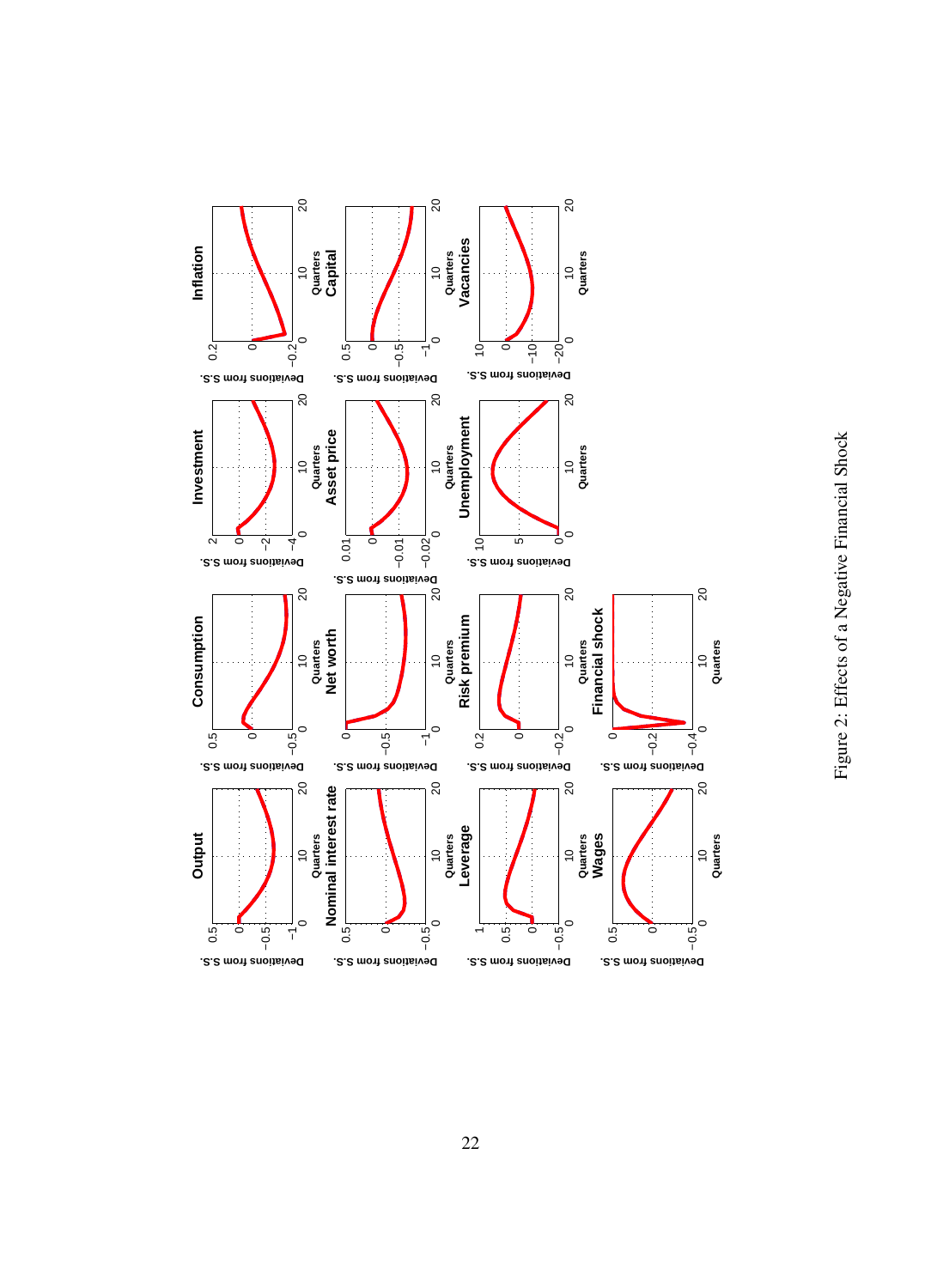Figure 2: Effects of a Negative Financial Shock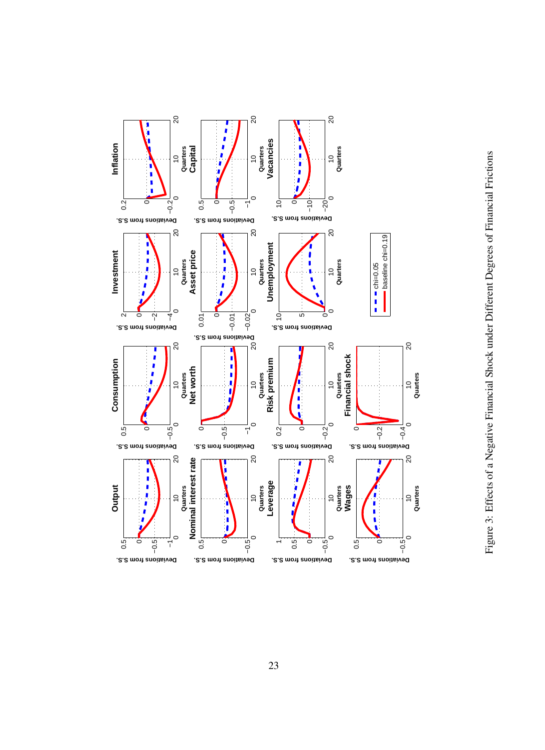Figure 3: Effects of a Negative Financial Shock under Different Degrees of Financial Frictions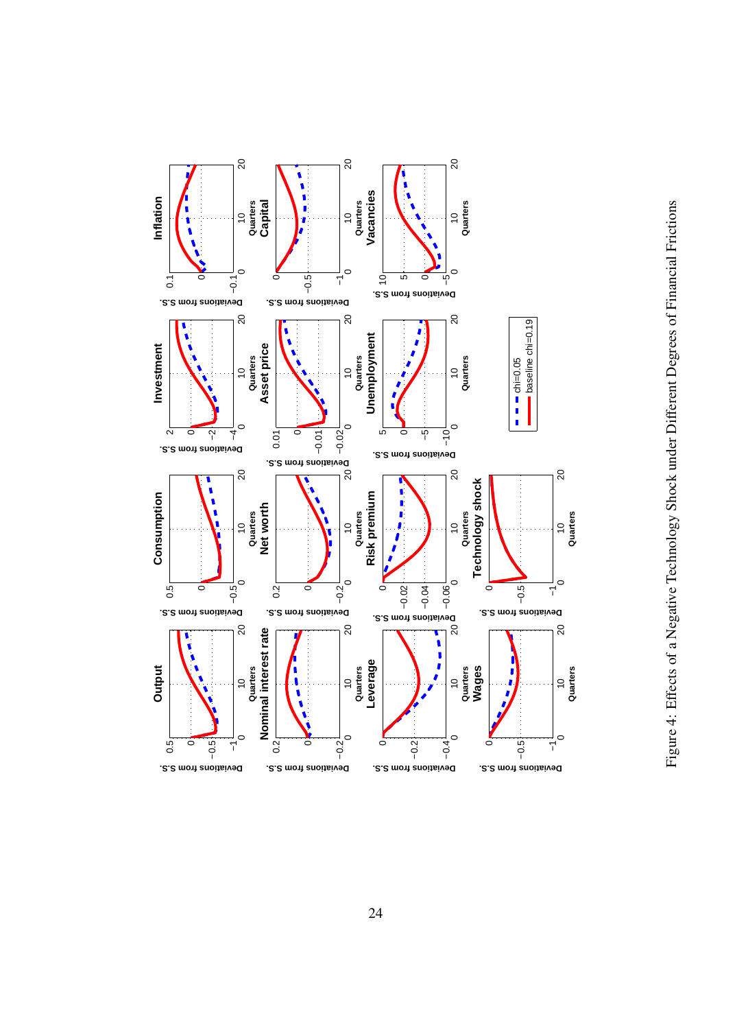Figure 4: Effects of a Negative Technology Shock under Different Degrees of Financial Frictions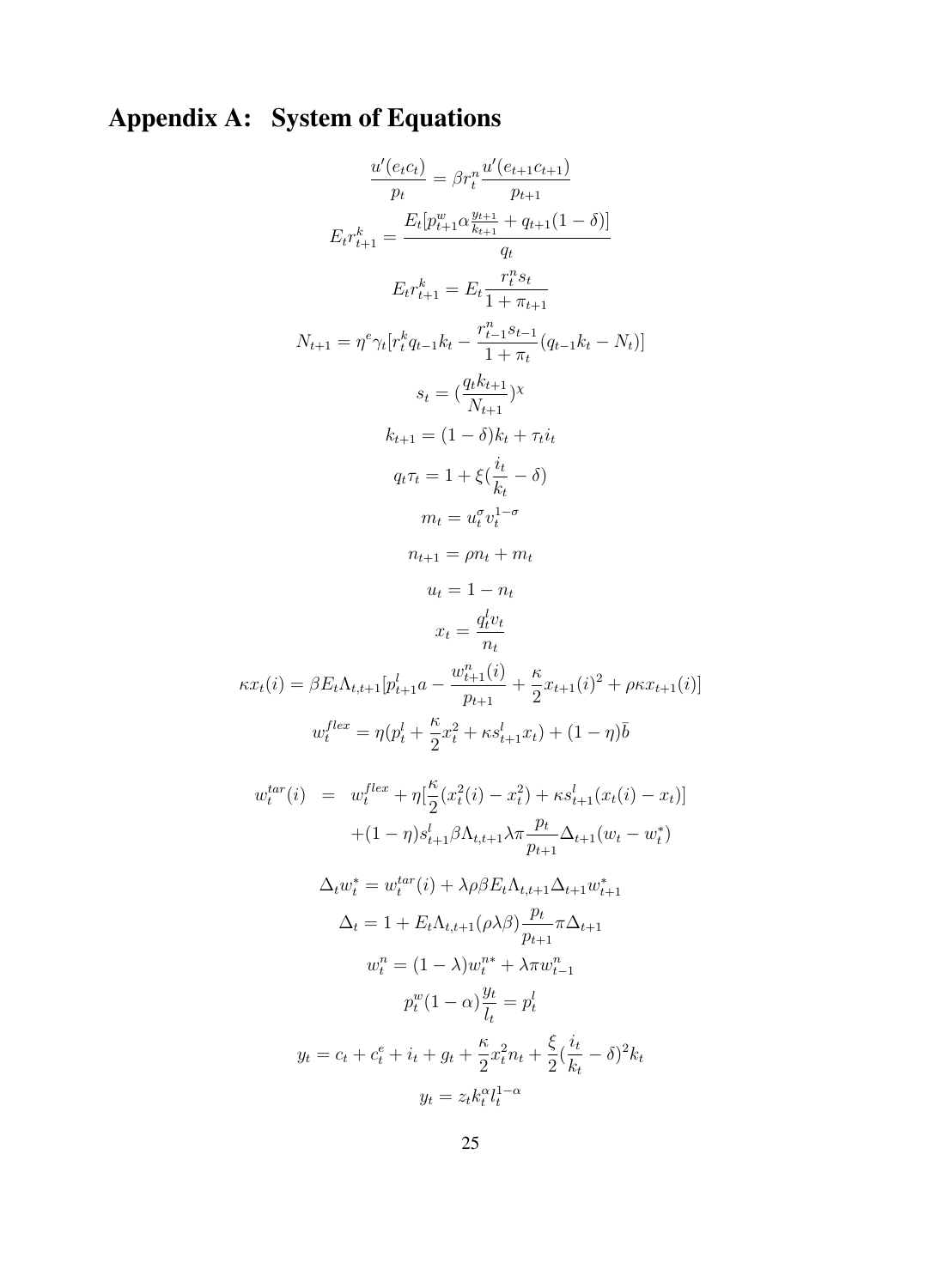## Appendix A: System of Equations

$$\frac{u'(e_t c_t)}{p_t} = \beta r_t^n \frac{u'(e_{t+1} c_{t+1})}{p_{t+1}}$$

$$E_t r_{t+1}^k = \frac{E_t[p_{t+1}^w \alpha \frac{y_{t+1}}{k_{t+1}} + q_{t+1}(1-\delta)]}{q_t}$$

$$E_t r_{t+1}^k = E_t \frac{r_t^n s_t}{1+\pi_{t+1}}$$

$$N_{t+1} = \eta^e \gamma_t [r_t^k q_{t-1} k_t - \frac{r_{t-1}^n s_{t-1}}{1+\pi_t}(q_{t-1} k_t - N_t)]$$

$$s_t = (\frac{q_t k_{t+1}}{N_{t+1}})^\chi$$

$$k_{t+1} = (1-\delta) k_t + \tau_t i_t$$

$$q_t \tau_t = 1 + \xi(\frac{i_t}{k_t} - \delta)$$

$$m_t = u_t^\sigma v_t^{1-\sigma}$$

$$n_{t+1} = \rho n_t + m_t$$

$$u_t = 1 - n_t$$

$$x_t = \frac{q_t^l v_t}{n_t}$$

$$\kappa x_t(i) = \beta E_t \Lambda_{t,t+1}[p_{t+1}^l a - \frac{w_{t+1}^n(i)}{p_{t+1}} + \frac{\kappa}{2} x_{t+1}(i)^2 + \rho \kappa x_{t+1}(i)]$$

$$w_t^{flex} = \eta(p_t^l + \frac{\kappa}{2} x_t^2 + \kappa s_{t+1}^l x_t) + (1-\eta)\bar{b}$$

$$\begin{aligned} w_t^{tar}(i) \;=\;& w_t^{flex} + \eta[\frac{\kappa}{2}(x_t^2(i) - x_t^2) + \kappa s_{t+1}^l (x_t(i) - x_t)] \\ & + (1-\eta) s_{t+1}^l \beta \Lambda_{t,t+1} \lambda \pi \frac{p_t}{p_{t+1}} \Delta_{t+1}(w_t - w_t^*) \end{aligned}$$

$$\Delta_t w_t^* = w_t^{tar}(i) + \lambda \rho \beta E_t \Lambda_{t,t+1} \Delta_{t+1} w_{t+1}^*$$

$$\Delta_t = 1 + E_t \Lambda_{t,t+1}(\rho \lambda \beta) \frac{p_t}{p_{t+1}} \pi \Delta_{t+1}$$

$$w_t^n = (1-\lambda) w_t^{n*} + \lambda \pi w_{t-1}^n$$

$$p_t^w (1-\alpha) \frac{y_t}{l_t} = p_t^l$$

$$y_t = c_t + c_t^e + i_t + g_t + \frac{\kappa}{2} x_t^2 n_t + \frac{\xi}{2}(\frac{i_t}{k_t} - \delta)^2 k_t$$

$$y_t = z_t k_t^\alpha l_t^{1-\alpha}$$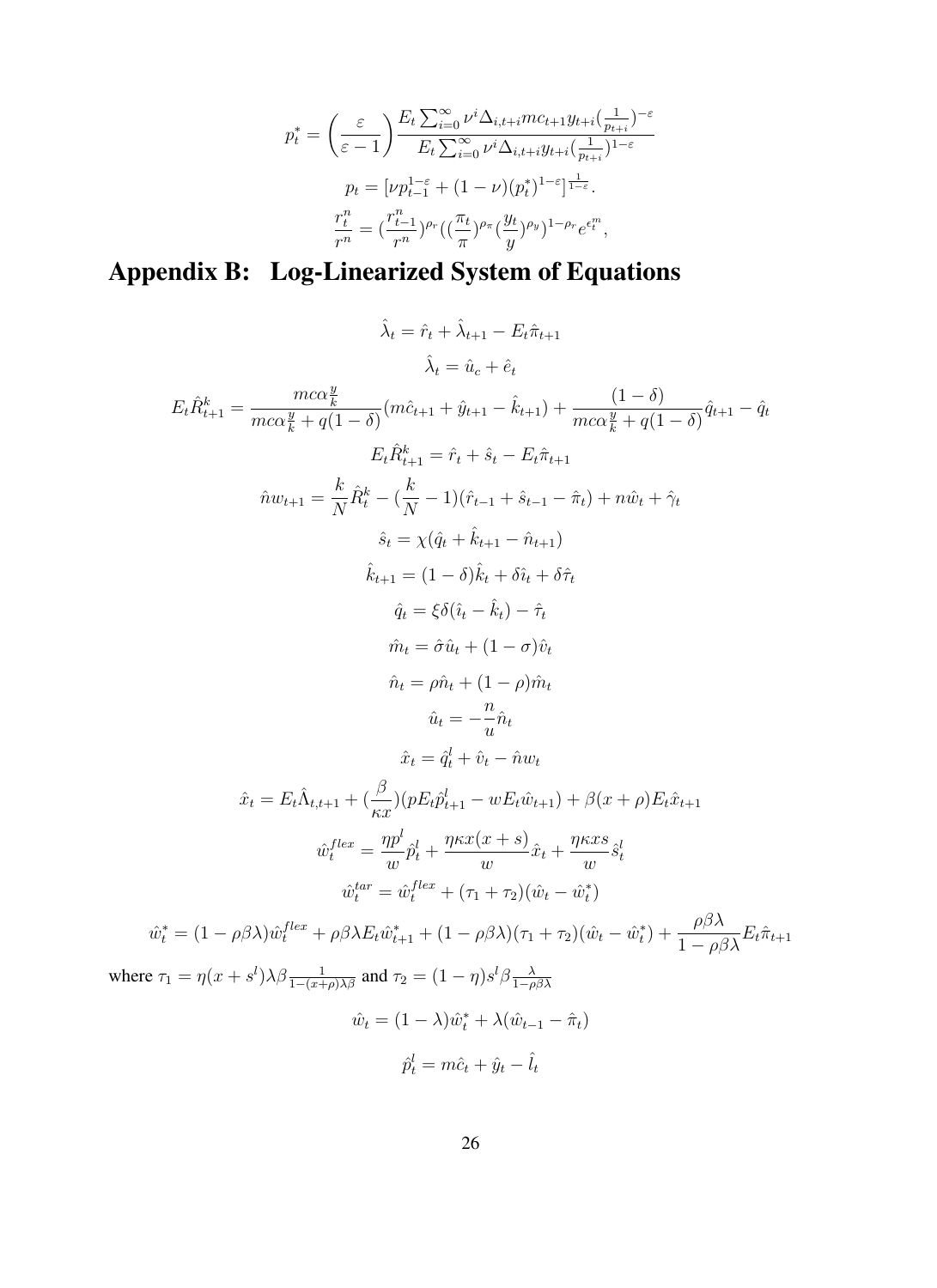$$p_t^* = \left(\frac{\varepsilon}{\varepsilon - 1}\right) \frac{E_t \sum_{i=0}^{\infty} \nu^i \Delta_{i,t+i} mc_{t+1} y_{t+i} (\frac{1}{p_{t+i}})^{-\varepsilon}}{E_t \sum_{i=0}^{\infty} \nu^i \Delta_{i,t+i} y_{t+i} (\frac{1}{p_{t+i}})^{1-\varepsilon}}$$

$$p_t = [\nu p_{t-1}^{1-\varepsilon} + (1-\nu)(p_t^*)^{1-\varepsilon}]^{\frac{1}{1-\varepsilon}}.$$

$$\frac{r_t^n}{r^n} = (\frac{r_{t-1}^n}{r^n})^{\rho_r} ((\frac{\pi_t}{\pi})^{\rho_\pi} (\frac{y_t}{y})^{\rho_y})^{1-\rho_r} e^{\epsilon_t^m},$$

# Appendix B: Log-Linearized System of Equations

$$\hat{\lambda}_t = \hat{r}_t + \hat{\lambda}_{t+1} - E_t \hat{\pi}_{t+1}$$

$$\hat{\lambda}_t = \hat{u}_c + \hat{e}_t$$

$$E_t \hat{R}_{t+1}^k = \frac{mc\alpha \frac{y}{k}}{mc\alpha \frac{y}{k} + q(1-\delta)} (m\hat{c}_{t+1} + \hat{y}_{t+1} - \hat{k}_{t+1}) + \frac{(1-\delta)}{mc\alpha \frac{y}{k} + q(1-\delta)} \hat{q}_{t+1} - \hat{q}_t$$

$$E_t \hat{R}_{t+1}^k = \hat{r}_t + \hat{s}_t - E_t \hat{\pi}_{t+1}$$

$$\hat{n}w_{t+1} = \frac{k}{N} \hat{R}_t^k - (\frac{k}{N} - 1)(\hat{r}_{t-1} + \hat{s}_{t-1} - \hat{\pi}_t) + n\hat{w}_t + \hat{\gamma}_t$$

$$\hat{s}_t = \chi(\hat{q}_t + \hat{k}_{t+1} - \hat{n}_{t+1})$$

$$\hat{k}_{t+1} = (1-\delta)\hat{k}_t + \delta\hat{\imath}_t + \delta\hat{\tau}_t$$

$$\hat{q}_t = \xi\delta(\hat{\imath}_t - \hat{k}_t) - \hat{\tau}_t$$

$$\hat{m}_t = \hat{\sigma}\hat{u}_t + (1-\sigma)\hat{v}_t$$

$$\hat{n}_t = \rho\hat{n}_t + (1-\rho)\hat{m}_t$$

$$\hat{u}_t = -\frac{n}{u}\hat{n}_t$$

$$\hat{x}_t = \hat{q}_t^l + \hat{v}_t - \hat{n}w_t$$

$$\hat{x}_t = E_t \hat{\Lambda}_{t,t+1} + (\frac{\beta}{\kappa x})(pE_t \hat{p}_{t+1}^l - wE_t \hat{w}_{t+1}) + \beta(x+\rho)E_t \hat{x}_{t+1}$$

$$\hat{w}_t^{flex} = \frac{\eta p^l}{w}\hat{p}_t^l + \frac{\eta\kappa x(x+s)}{w}\hat{x}_t + \frac{\eta\kappa x s}{w}\hat{s}_t^l$$

$$\hat{w}_t^{tar} = \hat{w}_t^{flex} + (\tau_1 + \tau_2)(\hat{w}_t - \hat{w}_t^*)$$

$$\hat{w}_t^* = (1-\rho\beta\lambda)\hat{w}_t^{flex} + \rho\beta\lambda E_t \hat{w}_{t+1}^* + (1-\rho\beta\lambda)(\tau_1+\tau_2)(\hat{w}_t - \hat{w}_t^*) + \frac{\rho\beta\lambda}{1-\rho\beta\lambda}E_t\hat{\pi}_{t+1}$$

where $\tau_1 = \eta(x+s^l)\lambda\beta\frac{1}{1-(x+\rho)\lambda\beta}$ and $\tau_2 = (1-\eta)s^l\beta\frac{\lambda}{1-\rho\beta\lambda}$

$$\hat{w}_t = (1-\lambda)\hat{w}_t^* + \lambda(\hat{w}_{t-1} - \hat{\pi}_t)$$

$$\hat{p}_t^l = m\hat{c}_t + \hat{y}_t - \hat{l}_t$$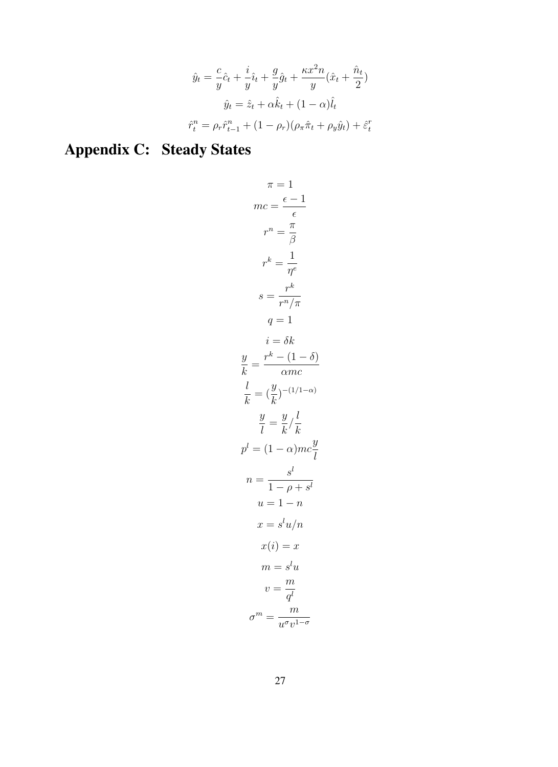$$\hat{y}_t = \frac{c}{y}\hat{c}_t + \frac{i}{y}\hat{\imath}_t + \frac{g}{y}\hat{g}_t + \frac{\kappa x^2 n}{y}(\hat{x}_t + \frac{\hat{n}_t}{2})$$

$$\hat{y}_t = \hat{z}_t + \alpha\hat{k}_t + (1-\alpha)\hat{l}_t$$

$$\hat{r}^n_t = \rho_r \hat{r}^n_{t-1} + (1-\rho_r)(\rho_\pi \hat{\pi}_t + \rho_y \hat{y}_t) + \hat{\varepsilon}^r_t$$

# Appendix C: Steady States

$$\pi = 1$$

$$mc = \frac{\epsilon - 1}{\epsilon}$$

$$r^n = \frac{\pi}{\beta}$$

$$r^k = \frac{1}{\eta^e}$$

$$s = \frac{r^k}{r^n/\pi}$$

$$q = 1$$

$$i = \delta k$$

$$\frac{y}{k} = \frac{r^k - (1-\delta)}{\alpha mc}$$

$$\frac{l}{k} = (\frac{y}{k})^{-(1/1-\alpha)}$$

$$\frac{y}{l} = \frac{y}{k} / \frac{l}{k}$$

$$p^l = (1-\alpha)mc\frac{y}{l}$$

$$n = \frac{s^l}{1 - \rho + s^l}$$

$$u = 1 - n$$

$$x = s^l u / n$$

$$x(i) = x$$

$$m = s^l u$$

$$v = \frac{m}{q^l}$$

$$\sigma^m = \frac{m}{u^\sigma v^{1-\sigma}}$$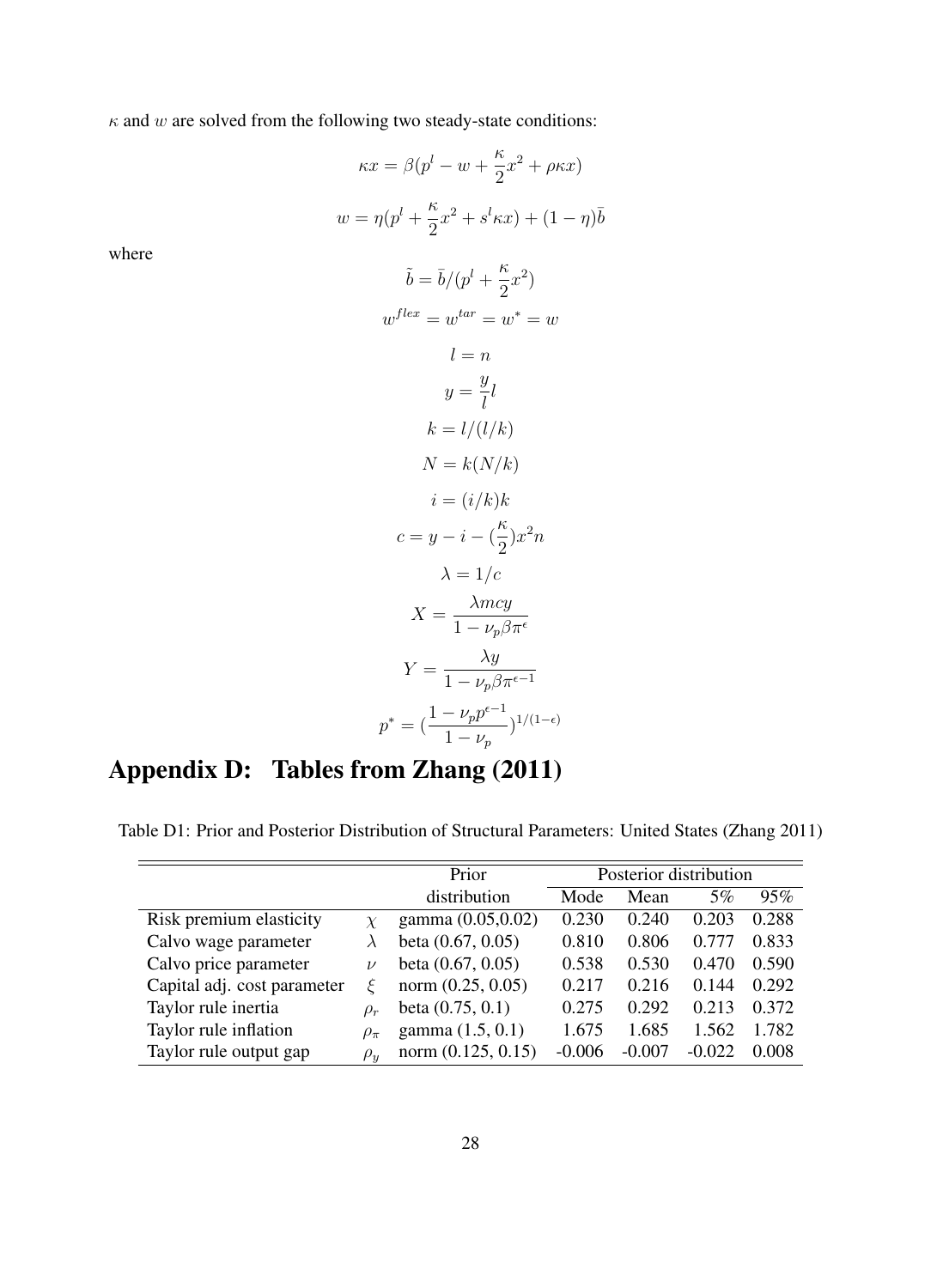$\kappa$ and $w$ are solved from the following two steady-state conditions:

$$\kappa x = \beta(p^l - w + \frac{\kappa}{2}x^2 + \rho\kappa x)$$

$$w = \eta(p^l + \frac{\kappa}{2}x^2 + s^l\kappa x) + (1-\eta)\bar{b}$$

where

$$\tilde{b} = \bar{b}/(p^l + \frac{\kappa}{2}x^2)$$

$$w^{flex} = w^{tar} = w^* = w$$

$$l = n$$

$$y = \frac{y}{l}l$$

$$k = l/(l/k)$$

$$N = k(N/k)$$

$$i = (i/k)k$$

$$c = y - i - (\frac{\kappa}{2})x^2 n$$

$$\lambda = 1/c$$

$$X = \frac{\lambda mcy}{1 - \nu_p\beta\pi^{\epsilon}}$$

$$Y = \frac{\lambda y}{1 - \nu_p\beta\pi^{\epsilon-1}}$$

$$p^* = (\frac{1 - \nu_p p^{\epsilon-1}}{1 - \nu_p})^{1/(1-\epsilon)}$$

# Appendix D: Tables from Zhang (2011)

Table D1: Prior and Posterior Distribution of Structural Parameters: United States (Zhang 2011)

| | | Prior | Posterior distribution | | | |
|---|---|---|---|---|---|---|
| | | distribution | Mode | Mean | 5% | 95% |
| Risk premium elasticity | $\chi$ | gamma (0.05,0.02) | 0.230 | 0.240 | 0.203 | 0.288 |
| Calvo wage parameter | $\lambda$ | beta (0.67, 0.05) | 0.810 | 0.806 | 0.777 | 0.833 |
| Calvo price parameter | $\nu$ | beta (0.67, 0.05) | 0.538 | 0.530 | 0.470 | 0.590 |
| Capital adj. cost parameter | $\xi$ | norm (0.25, 0.05) | 0.217 | 0.216 | 0.144 | 0.292 |
| Taylor rule inertia | $\rho_r$ | beta (0.75, 0.1) | 0.275 | 0.292 | 0.213 | 0.372 |
| Taylor rule inflation | $\rho_\pi$ | gamma (1.5, 0.1) | 1.675 | 1.685 | 1.562 | 1.782 |
| Taylor rule output gap | $\rho_y$ | norm (0.125, 0.15) | -0.006 | -0.007 | -0.022 | 0.008 |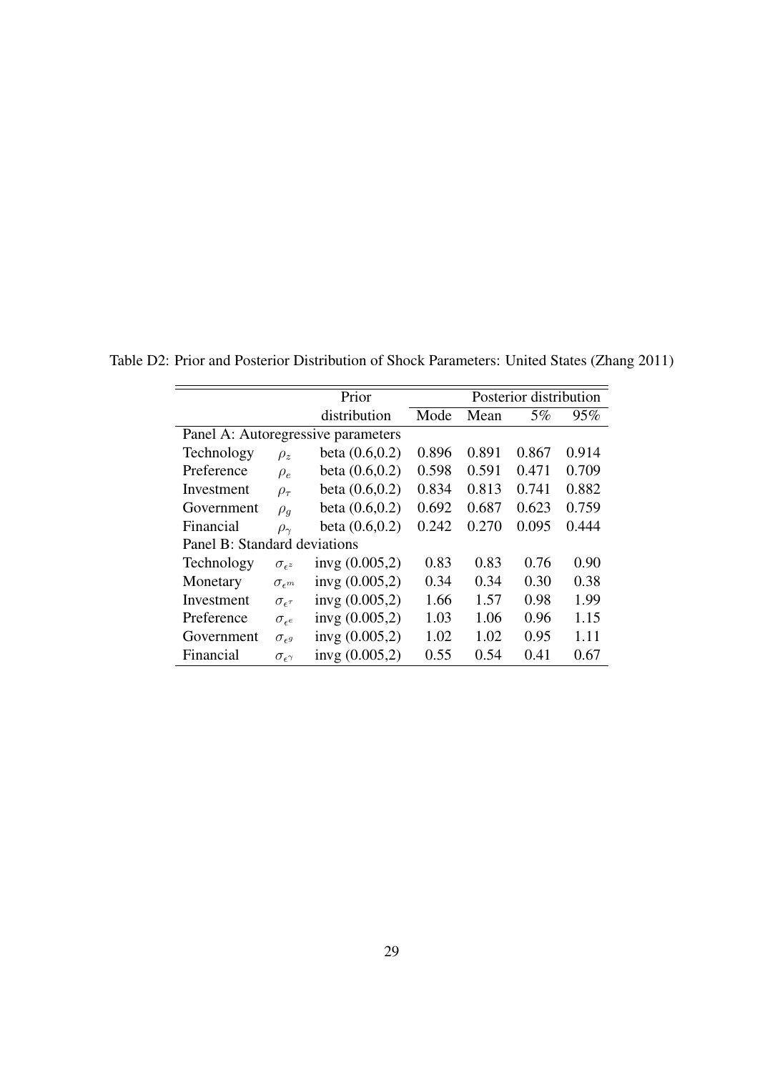Table D2: Prior and Posterior Distribution of Shock Parameters: United States (Zhang 2011)

| | | Prior distribution | Posterior distribution | | | |
|---|---|---|---|---|---|---|
| | | | Mode | Mean | 5% | 95% |
| Panel A: Autoregressive parameters | | | | | | |
| Technology | $\rho_z$ | beta (0.6,0.2) | 0.896 | 0.891 | 0.867 | 0.914 |
| Preference | $\rho_e$ | beta (0.6,0.2) | 0.598 | 0.591 | 0.471 | 0.709 |
| Investment | $\rho_\tau$ | beta (0.6,0.2) | 0.834 | 0.813 | 0.741 | 0.882 |
| Government | $\rho_g$ | beta (0.6,0.2) | 0.692 | 0.687 | 0.623 | 0.759 |
| Financial | $\rho_\gamma$ | beta (0.6,0.2) | 0.242 | 0.270 | 0.095 | 0.444 |
| Panel B: Standard deviations | | | | | | |
| Technology | $\sigma_{\epsilon^z}$ | invg (0.005,2) | 0.83 | 0.83 | 0.76 | 0.90 |
| Monetary | $\sigma_{\epsilon^m}$ | invg (0.005,2) | 0.34 | 0.34 | 0.30 | 0.38 |
| Investment | $\sigma_{\epsilon^\tau}$ | invg (0.005,2) | 1.66 | 1.57 | 0.98 | 1.99 |
| Preference | $\sigma_{\epsilon^e}$ | invg (0.005,2) | 1.03 | 1.06 | 0.96 | 1.15 |
| Government | $\sigma_{\epsilon^g}$ | invg (0.005,2) | 1.02 | 1.02 | 0.95 | 1.11 |
| Financial | $\sigma_{\epsilon^\gamma}$ | invg (0.005,2) | 0.55 | 0.54 | 0.41 | 0.67 |